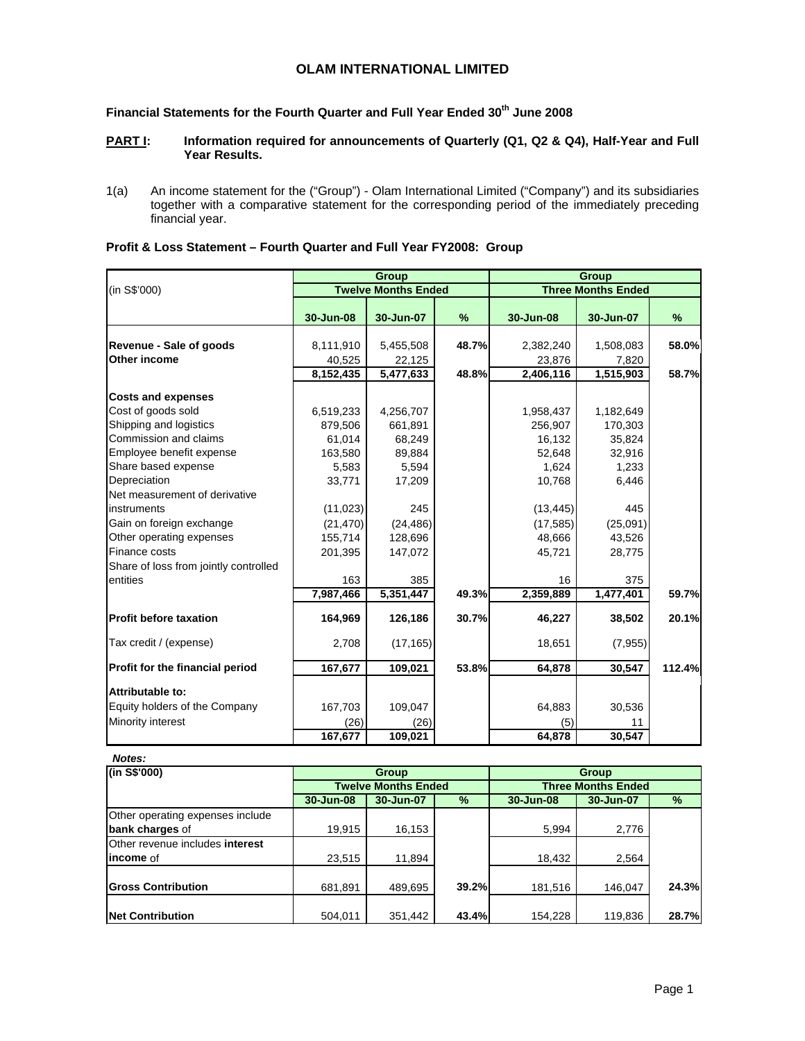# OLAM INTERNATIONAL LIMITED

## Financial Statements for the Fourth Quarter and Full Year Ended 30th June 2008

**PART I: Information required for announcements of Quarterly (Q1, Q2 & Q4), Half-Year and Full Year Results.**

1(a) An income statement for the ("Group") - Olam International Limited ("Company") and its subsidiaries together with a comparative statement for the corresponding period of the immediately preceding financial year.

### Profit & Loss Statement – Fourth Quarter and Full Year FY2008: Group

| (in S$'000) | Group | | | Group | | |
|---|---|---|---|---|---|---|
| | Twelve Months Ended | | | Three Months Ended | | |
| | 30-Jun-08 | 30-Jun-07 | % | 30-Jun-08 | 30-Jun-07 | % |
| **Revenue - Sale of goods** | 8,111,910 | 5,455,508 | **48.7%** | 2,382,240 | 1,508,083 | **58.0%** |
| **Other income** | 40,525 | 22,125 | | 23,876 | 7,820 | |
| | **8,152,435** | **5,477,633** | **48.8%** | **2,406,116** | **1,515,903** | **58.7%** |
| **Costs and expenses** | | | | | | |
| Cost of goods sold | 6,519,233 | 4,256,707 | | 1,958,437 | 1,182,649 | |
| Shipping and logistics | 879,506 | 661,891 | | 256,907 | 170,303 | |
| Commission and claims | 61,014 | 68,249 | | 16,132 | 35,824 | |
| Employee benefit expense | 163,580 | 89,884 | | 52,648 | 32,916 | |
| Share based expense | 5,583 | 5,594 | | 1,624 | 1,233 | |
| Depreciation | 33,771 | 17,209 | | 10,768 | 6,446 | |
| Net measurement of derivative instruments | (11,023) | 245 | | (13,445) | 445 | |
| Gain on foreign exchange | (21,470) | (24,486) | | (17,585) | (25,091) | |
| Other operating expenses | 155,714 | 128,696 | | 48,666 | 43,526 | |
| Finance costs | 201,395 | 147,072 | | 45,721 | 28,775 | |
| Share of loss from jointly controlled entities | 163 | 385 | | 16 | 375 | |
| | **7,987,466** | **5,351,447** | **49.3%** | **2,359,889** | **1,477,401** | **59.7%** |
| **Profit before taxation** | **164,969** | **126,186** | **30.7%** | **46,227** | **38,502** | **20.1%** |
| Tax credit / (expense) | 2,708 | (17,165) | | 18,651 | (7,955) | |
| **Profit for the financial period** | **167,677** | **109,021** | **53.8%** | **64,878** | **30,547** | **112.4%** |
| **Attributable to:** | | | | | | |
| Equity holders of the Company | 167,703 | 109,047 | | 64,883 | 30,536 | |
| Minority interest | (26) | (26) | | (5) | 11 | |
| | **167,677** | **109,021** | | **64,878** | **30,547** | |

***Notes:***

| (in S$'000) | Group | | | Group | | |
|---|---|---|---|---|---|---|
| | Twelve Months Ended | | | Three Months Ended | | |
| | 30-Jun-08 | 30-Jun-07 | % | 30-Jun-08 | 30-Jun-07 | % |
| Other operating expenses include **bank charges** of | 19,915 | 16,153 | | 5,994 | 2,776 | |
| Other revenue includes **interest income** of | 23,515 | 11,894 | | 18,432 | 2,564 | |
| **Gross Contribution** | 681,891 | 489,695 | **39.2%** | 181,516 | 146,047 | **24.3%** |
| **Net Contribution** | 504,011 | 351,442 | **43.4%** | 154,228 | 119,836 | **28.7%** |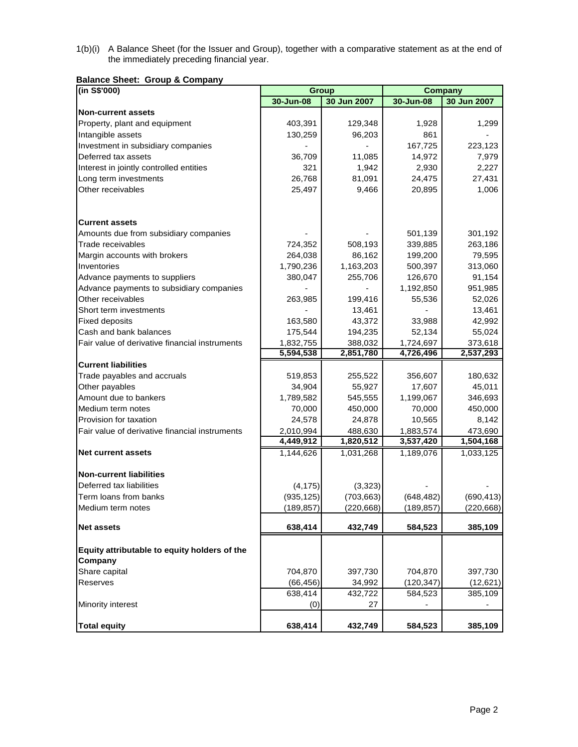1(b)(i) A Balance Sheet (for the Issuer and Group), together with a comparative statement as at the end of the immediately preceding financial year.

**Balance Sheet: Group & Company**

| (in S$'000) | Group | | Company | |
|---|---|---|---|---|
| | 30-Jun-08 | 30 Jun 2007 | 30-Jun-08 | 30 Jun 2007 |
| **Non-current assets** | | | | |
| Property, plant and equipment | 403,391 | 129,348 | 1,928 | 1,299 |
| Intangible assets | 130,259 | 96,203 | 861 | - |
| Investment in subsidiary companies | - | - | 167,725 | 223,123 |
| Deferred tax assets | 36,709 | 11,085 | 14,972 | 7,979 |
| Interest in jointly controlled entities | 321 | 1,942 | 2,930 | 2,227 |
| Long term investments | 26,768 | 81,091 | 24,475 | 27,431 |
| Other receivables | 25,497 | 9,466 | 20,895 | 1,006 |
| **Current assets** | | | | |
| Amounts due from subsidiary companies | - | - | 501,139 | 301,192 |
| Trade receivables | 724,352 | 508,193 | 339,885 | 263,186 |
| Margin accounts with brokers | 264,038 | 86,162 | 199,200 | 79,595 |
| Inventories | 1,790,236 | 1,163,203 | 500,397 | 313,060 |
| Advance payments to suppliers | 380,047 | 255,706 | 126,670 | 91,154 |
| Advance payments to subsidiary companies | - | - | 1,192,850 | 951,985 |
| Other receivables | 263,985 | 199,416 | 55,536 | 52,026 |
| Short term investments | - | 13,461 | - | 13,461 |
| Fixed deposits | 163,580 | 43,372 | 33,988 | 42,992 |
| Cash and bank balances | 175,544 | 194,235 | 52,134 | 55,024 |
| Fair value of derivative financial instruments | 1,832,755 | 388,032 | 1,724,697 | 373,618 |
| | 5,594,538 | 2,851,780 | 4,726,496 | 2,537,293 |
| **Current liabilities** | | | | |
| Trade payables and accruals | 519,853 | 255,522 | 356,607 | 180,632 |
| Other payables | 34,904 | 55,927 | 17,607 | 45,011 |
| Amount due to bankers | 1,789,582 | 545,555 | 1,199,067 | 346,693 |
| Medium term notes | 70,000 | 450,000 | 70,000 | 450,000 |
| Provision for taxation | 24,578 | 24,878 | 10,565 | 8,142 |
| Fair value of derivative financial instruments | 2,010,994 | 488,630 | 1,883,574 | 473,690 |
| | 4,449,912 | 1,820,512 | 3,537,420 | 1,504,168 |
| **Net current assets** | 1,144,626 | 1,031,268 | 1,189,076 | 1,033,125 |
| **Non-current liabilities** | | | | |
| Deferred tax liabilities | (4,175) | (3,323) | - | - |
| Term loans from banks | (935,125) | (703,663) | (648,482) | (690,413) |
| Medium term notes | (189,857) | (220,668) | (189,857) | (220,668) |
| **Net assets** | **638,414** | **432,749** | **584,523** | **385,109** |
| **Equity attributable to equity holders of the Company** | | | | |
| Share capital | 704,870 | 397,730 | 704,870 | 397,730 |
| Reserves | (66,456) | 34,992 | (120,347) | (12,621) |
| | 638,414 | 432,722 | 584,523 | 385,109 |
| Minority interest | (0) | 27 | - | - |
| **Total equity** | **638,414** | **432,749** | **584,523** | **385,109** |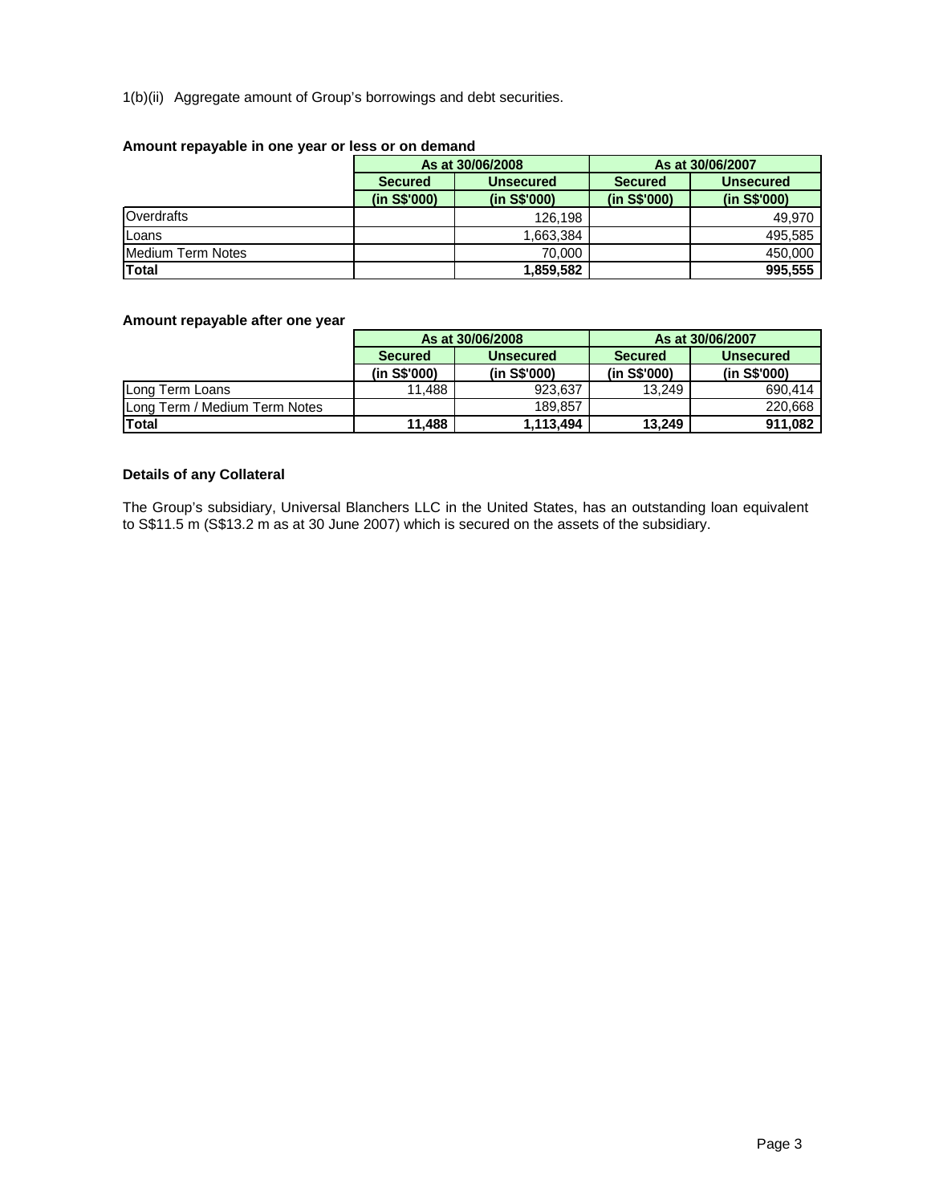1(b)(ii) Aggregate amount of Group's borrowings and debt securities.

**Amount repayable in one year or less or on demand**

| | As at 30/06/2008 | | As at 30/06/2007 | |
|---|---|---|---|---|
| | **Secured** | **Unsecured** | **Secured** | **Unsecured** |
| | **(in S$'000)** | **(in S$'000)** | **(in S$'000)** | **(in S$'000)** |
| Overdrafts | | 126,198 | | 49,970 |
| Loans | | 1,663,384 | | 495,585 |
| Medium Term Notes | | 70,000 | | 450,000 |
| **Total** | | **1,859,582** | | **995,555** |

**Amount repayable after one year**

| | As at 30/06/2008 | | As at 30/06/2007 | |
|---|---|---|---|---|
| | **Secured** | **Unsecured** | **Secured** | **Unsecured** |
| | **(in S$'000)** | **(in S$'000)** | **(in S$'000)** | **(in S$'000)** |
| Long Term Loans | 11,488 | 923,637 | 13,249 | 690,414 |
| Long Term / Medium Term Notes | | 189,857 | | 220,668 |
| **Total** | **11,488** | **1,113,494** | **13,249** | **911,082** |

**Details of any Collateral**

The Group's subsidiary, Universal Blanchers LLC in the United States, has an outstanding loan equivalent to S$11.5 m (S$13.2 m as at 30 June 2007) which is secured on the assets of the subsidiary.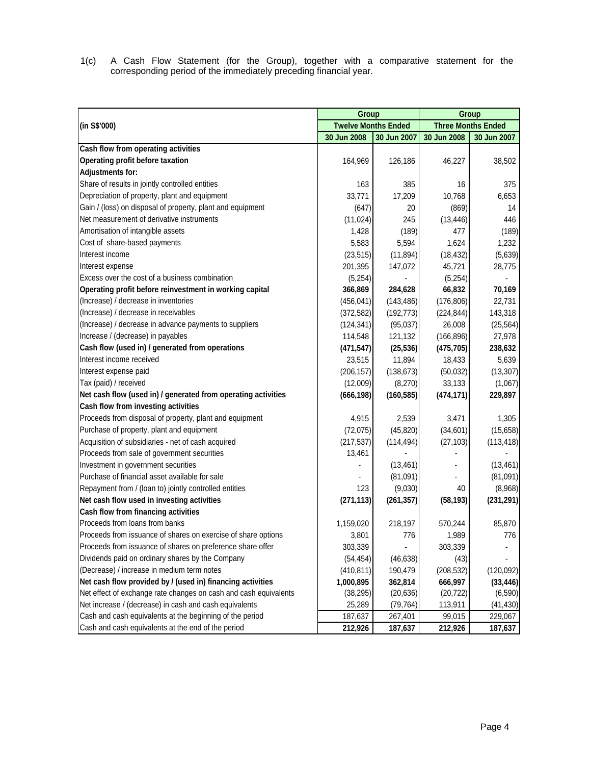1(c) A Cash Flow Statement (for the Group), together with a comparative statement for the corresponding period of the immediately preceding financial year.

| (in S$'000) | Group | | Group | |
|---|---|---|---|---|
| | Twelve Months Ended | | Three Months Ended | |
| | 30 Jun 2008 | 30 Jun 2007 | 30 Jun 2008 | 30 Jun 2007 |
| **Cash flow from operating activities** | | | | |
| **Operating profit before taxation** | 164,969 | 126,186 | 46,227 | 38,502 |
| **Adjustments for:** | | | | |
| Share of results in jointly controlled entities | 163 | 385 | 16 | 375 |
| Depreciation of property, plant and equipment | 33,771 | 17,209 | 10,768 | 6,653 |
| Gain / (loss) on disposal of property, plant and equipment | (647) | 20 | (869) | 14 |
| Net measurement of derivative instruments | (11,024) | 245 | (13,446) | 446 |
| Amortisation of intangible assets | 1,428 | (189) | 477 | (189) |
| Cost of share-based payments | 5,583 | 5,594 | 1,624 | 1,232 |
| Interest income | (23,515) | (11,894) | (18,432) | (5,639) |
| Interest expense | 201,395 | 147,072 | 45,721 | 28,775 |
| Excess over the cost of a business combination | (5,254) | - | (5,254) | - |
| **Operating profit before reinvestment in working capital** | **366,869** | **284,628** | **66,832** | **70,169** |
| (Increase) / decrease in inventories | (456,041) | (143,486) | (176,806) | 22,731 |
| (Increase) / decrease in receivables | (372,582) | (192,773) | (224,844) | 143,318 |
| (Increase) / decrease in advance payments to suppliers | (124,341) | (95,037) | 26,008 | (25,564) |
| Increase / (decrease) in payables | 114,548 | 121,132 | (166,896) | 27,978 |
| **Cash flow (used in) / generated from operations** | **(471,547)** | **(25,536)** | **(475,705)** | **238,632** |
| Interest income received | 23,515 | 11,894 | 18,433 | 5,639 |
| Interest expense paid | (206,157) | (138,673) | (50,032) | (13,307) |
| Tax (paid) / received | (12,009) | (8,270) | 33,133 | (1,067) |
| **Net cash flow (used in) / generated from operating activities** | **(666,198)** | **(160,585)** | **(474,171)** | **229,897** |
| **Cash flow from investing activities** | | | | |
| Proceeds from disposal of property, plant and equipment | 4,915 | 2,539 | 3,471 | 1,305 |
| Purchase of property, plant and equipment | (72,075) | (45,820) | (34,601) | (15,658) |
| Acquisition of subsidiaries - net of cash acquired | (217,537) | (114,494) | (27,103) | (113,418) |
| Proceeds from sale of government securities | 13,461 | - | - | - |
| Investment in government securities | - | (13,461) | - | (13,461) |
| Purchase of financial asset available for sale | - | (81,091) | - | (81,091) |
| Repayment from / (loan to) jointly controlled entities | 123 | (9,030) | 40 | (8,968) |
| **Net cash flow used in investing activities** | **(271,113)** | **(261,357)** | **(58,193)** | **(231,291)** |
| **Cash flow from financing activities** | | | | |
| Proceeds from loans from banks | 1,159,020 | 218,197 | 570,244 | 85,870 |
| Proceeds from issuance of shares on exercise of share options | 3,801 | 776 | 1,989 | 776 |
| Proceeds from issuance of shares on preference share offer | 303,339 | - | 303,339 | - |
| Dividends paid on ordinary shares by the Company | (54,454) | (46,638) | (43) | - |
| (Decrease) / increase in medium term notes | (410,811) | 190,479 | (208,532) | (120,092) |
| **Net cash flow provided by / (used in) financing activities** | **1,000,895** | **362,814** | **666,997** | **(33,446)** |
| Net effect of exchange rate changes on cash and cash equivalents | (38,295) | (20,636) | (20,722) | (6,590) |
| Net increase / (decrease) in cash and cash equivalents | 25,289 | (79,764) | 113,911 | (41,430) |
| Cash and cash equivalents at the beginning of the period | 187,637 | 267,401 | 99,015 | 229,067 |
| Cash and cash equivalents at the end of the period | **212,926** | **187,637** | **212,926** | **187,637** |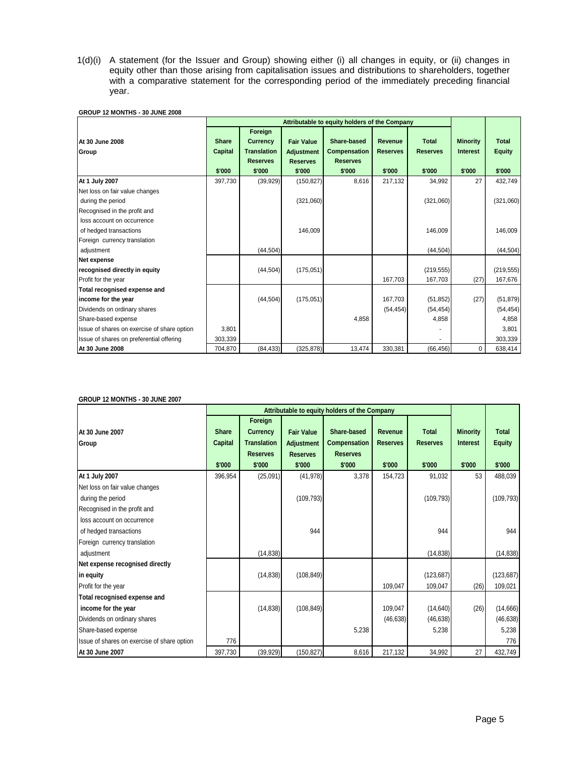1(d)(i) A statement (for the Issuer and Group) showing either (i) all changes in equity, or (ii) changes in equity other than those arising from capitalisation issues and distributions to shareholders, together with a comparative statement for the corresponding period of the immediately preceding financial year.

**GROUP 12 MONTHS - 30 JUNE 2008**

| At 30 June 2008 Group | Attributable to equity holders of the Company | | | | | | | |
|---|---|---|---|---|---|---|---|---|
| | Share Capital | Foreign Currency Translation Reserves | Fair Value Adjustment Reserves | Share-based Compensation Reserves | Revenue Reserves | Total Reserves | Minority Interest | Total Equity |
| | $'000 | $'000 | $'000 | $'000 | $'000 | $'000 | $'000 | $'000 |
| **At 1 July 2007** | 397,730 | (39,929) | (150,827) | 8,616 | 217,132 | 34,992 | 27 | 432,749 |
| Net loss on fair value changes during the period | | | (321,060) | | | (321,060) | | (321,060) |
| Recognised in the profit and loss account on occurrence of hedged transactions | | | 146,009 | | | 146,009 | | 146,009 |
| Foreign currency translation adjustment | | (44,504) | | | | (44,504) | | (44,504) |
| **Net expense recognised directly in equity** | | (44,504) | (175,051) | | | (219,555) | | (219,555) |
| Profit for the year | | | | | 167,703 | 167,703 | (27) | 167,676 |
| **Total recognised expense and income for the year** | | (44,504) | (175,051) | | 167,703 | (51,852) | (27) | (51,879) |
| Dividends on ordinary shares | | | | | (54,454) | (54,454) | | (54,454) |
| Share-based expense | | | | 4,858 | | 4,858 | | 4,858 |
| Issue of shares on exercise of share option | 3,801 | | | | | - | | 3,801 |
| Issue of shares on preferential offering | 303,339 | | | | | - | | 303,339 |
| **At 30 June 2008** | 704,870 | (84,433) | (325,878) | 13,474 | 330,381 | (66,456) | 0 | 638,414 |

**GROUP 12 MONTHS - 30 JUNE 2007**

| At 30 June 2007 Group | Attributable to equity holders of the Company | | | | | | | |
|---|---|---|---|---|---|---|---|---|
| | Share Capital | Foreign Currency Translation Reserves | Fair Value Adjustment Reserves | Share-based Compensation Reserves | Revenue Reserves | Total Reserves | Minority Interest | Total Equity |
| | $'000 | $'000 | $'000 | $'000 | $'000 | $'000 | $'000 | $'000 |
| **At 1 July 2007** | 396,954 | (25,091) | (41,978) | 3,378 | 154,723 | 91,032 | 53 | 488,039 |
| Net loss on fair value changes during the period | | | (109,793) | | | (109,793) | | (109,793) |
| Recognised in the profit and loss account on occurrence of hedged transactions | | | 944 | | | 944 | | 944 |
| Foreign currency translation adjustment | | (14,838) | | | | (14,838) | | (14,838) |
| **Net expense recognised directly in equity** | | (14,838) | (108,849) | | | (123,687) | | (123,687) |
| Profit for the year | | | | | 109,047 | 109,047 | (26) | 109,021 |
| **Total recognised expense and income for the year** | | (14,838) | (108,849) | | 109,047 | (14,640) | (26) | (14,666) |
| Dividends on ordinary shares | | | | | (46,638) | (46,638) | | (46,638) |
| Share-based expense | | | | 5,238 | | 5,238 | | 5,238 |
| Issue of shares on exercise of share option | 776 | | | | | | | 776 |
| **At 30 June 2007** | 397,730 | (39,929) | (150,827) | 8,616 | 217,132 | 34,992 | 27 | 432,749 |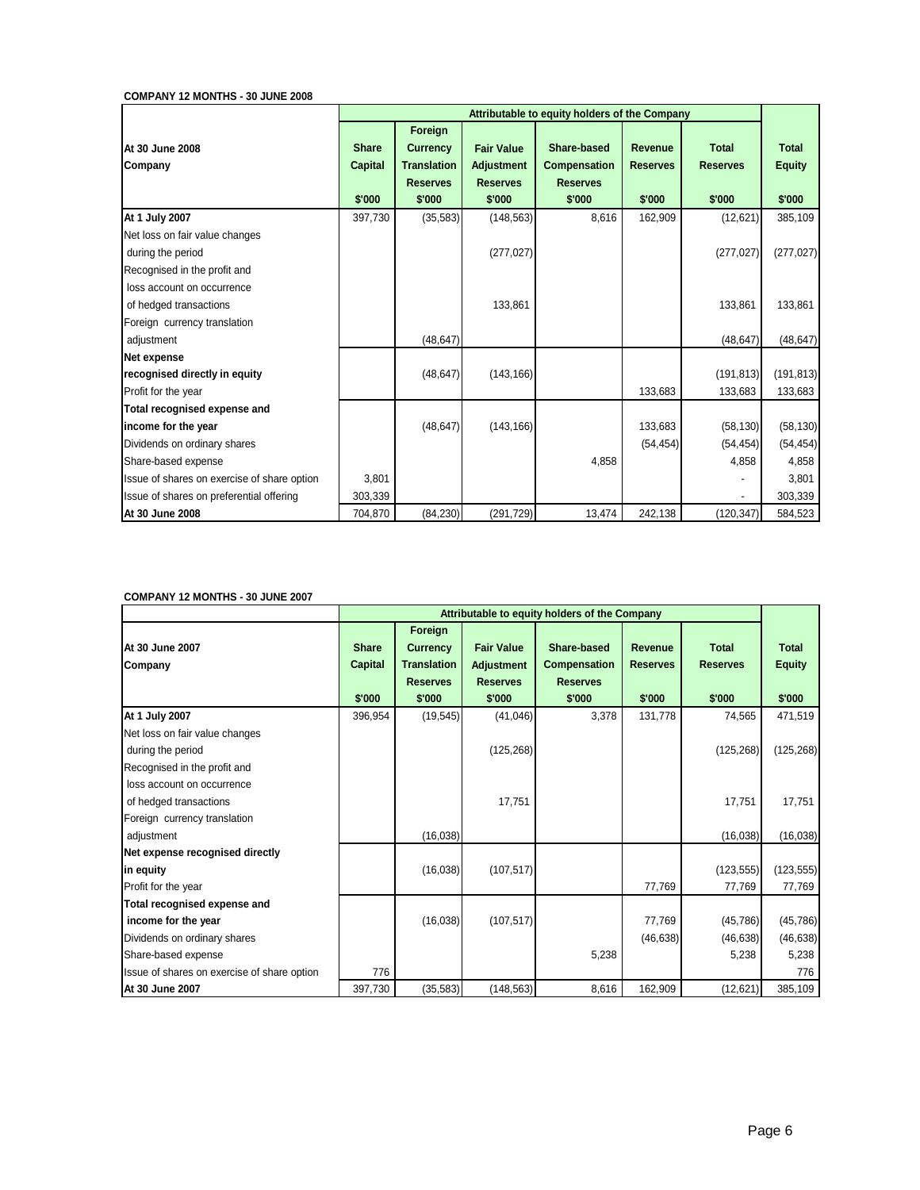**COMPANY 12 MONTHS - 30 JUNE 2008**

| At 30 June 2008 Company | Attributable to equity holders of the Company | | | | | | |
|---|---|---|---|---|---|---|---|
| | Share Capital | Foreign Currency Translation Reserves | Fair Value Adjustment Reserves | Share-based Compensation Reserves | Revenue Reserves | Total Reserves | Total Equity |
| | $'000 | $'000 | $'000 | $'000 | $'000 | $'000 | $'000 |
| **At 1 July 2007** | 397,730 | (35,583) | (148,563) | 8,616 | 162,909 | (12,621) | 385,109 |
| Net loss on fair value changes during the period | | | (277,027) | | | (277,027) | (277,027) |
| Recognised in the profit and loss account on occurrence of hedged transactions | | | 133,861 | | | 133,861 | 133,861 |
| Foreign currency translation adjustment | | (48,647) | | | | (48,647) | (48,647) |
| **Net expense recognised directly in equity** | | (48,647) | (143,166) | | | (191,813) | (191,813) |
| Profit for the year | | | | | 133,683 | 133,683 | 133,683 |
| **Total recognised expense and income for the year** | | (48,647) | (143,166) | | 133,683 | (58,130) | (58,130) |
| Dividends on ordinary shares | | | | | (54,454) | (54,454) | (54,454) |
| Share-based expense | | | | 4,858 | | 4,858 | 4,858 |
| Issue of shares on exercise of share option | 3,801 | | | | | - | 3,801 |
| Issue of shares on preferential offering | 303,339 | | | | | - | 303,339 |
| **At 30 June 2008** | 704,870 | (84,230) | (291,729) | 13,474 | 242,138 | (120,347) | 584,523 |

**COMPANY 12 MONTHS - 30 JUNE 2007**

| At 30 June 2007 Company | Attributable to equity holders of the Company | | | | | | |
|---|---|---|---|---|---|---|---|
| | Share Capital | Foreign Currency Translation Reserves | Fair Value Adjustment Reserves | Share-based Compensation Reserves | Revenue Reserves | Total Reserves | Total Equity |
| | $'000 | $'000 | $'000 | $'000 | $'000 | $'000 | $'000 |
| **At 1 July 2007** | 396,954 | (19,545) | (41,046) | 3,378 | 131,778 | 74,565 | 471,519 |
| Net loss on fair value changes during the period | | | (125,268) | | | (125,268) | (125,268) |
| Recognised in the profit and loss account on occurrence of hedged transactions | | | 17,751 | | | 17,751 | 17,751 |
| Foreign currency translation adjustment | | (16,038) | | | | (16,038) | (16,038) |
| **Net expense recognised directly in equity** | | (16,038) | (107,517) | | | (123,555) | (123,555) |
| Profit for the year | | | | | 77,769 | 77,769 | 77,769 |
| **Total recognised expense and income for the year** | | (16,038) | (107,517) | | 77,769 | (45,786) | (45,786) |
| Dividends on ordinary shares | | | | | (46,638) | (46,638) | (46,638) |
| Share-based expense | | | | 5,238 | | 5,238 | 5,238 |
| Issue of shares on exercise of share option | 776 | | | | | | 776 |
| **At 30 June 2007** | 397,730 | (35,583) | (148,563) | 8,616 | 162,909 | (12,621) | 385,109 |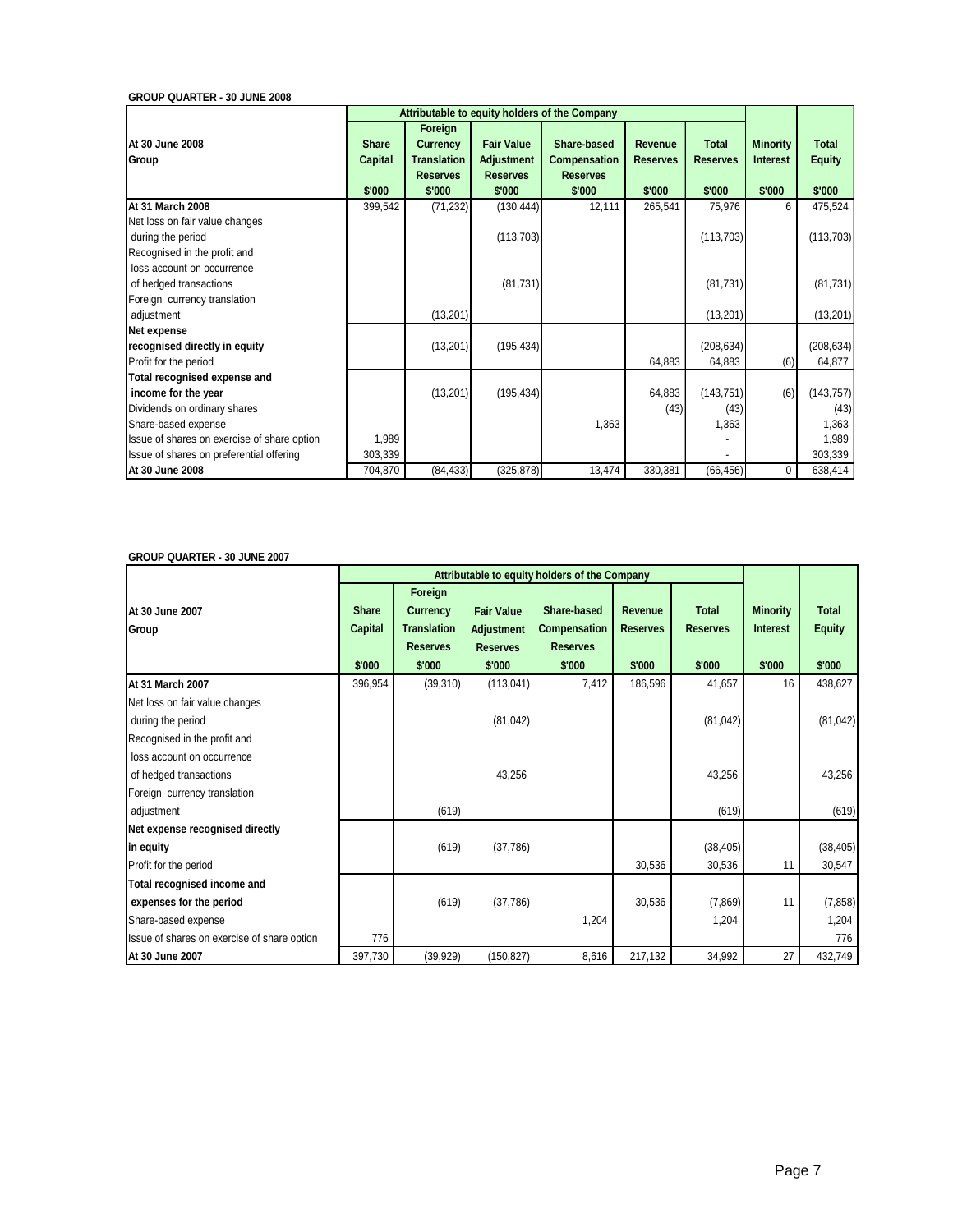**GROUP QUARTER - 30 JUNE 2008**

| At 30 June 2008 Group | Attributable to equity holders of the Company | | | | | | | |
|---|---|---|---|---|---|---|---|---|
| | Share Capital | Foreign Currency Translation Reserves | Fair Value Adjustment Reserves | Share-based Compensation Reserves | Revenue Reserves | Total Reserves | Minority Interest | Total Equity |
| | $'000 | $'000 | $'000 | $'000 | $'000 | $'000 | $'000 | $'000 |
| **At 31 March 2008** | 399,542 | (71,232) | (130,444) | 12,111 | 265,541 | 75,976 | 6 | 475,524 |
| Net loss on fair value changes during the period | | | (113,703) | | | (113,703) | | (113,703) |
| Recognised in the profit and loss account on occurrence of hedged transactions | | | (81,731) | | | (81,731) | | (81,731) |
| Foreign currency translation adjustment | | (13,201) | | | | (13,201) | | (13,201) |
| **Net expense recognised directly in equity** | | (13,201) | (195,434) | | | (208,634) | | (208,634) |
| Profit for the period | | | | | 64,883 | 64,883 | (6) | 64,877 |
| **Total recognised expense and income for the year** | | (13,201) | (195,434) | | 64,883 | (143,751) | (6) | (143,757) |
| Dividends on ordinary shares | | | | | (43) | (43) | | (43) |
| Share-based expense | | | | 1,363 | | 1,363 | | 1,363 |
| Issue of shares on exercise of share option | 1,989 | | | | | - | | 1,989 |
| Issue of shares on preferential offering | 303,339 | | | | | - | | 303,339 |
| **At 30 June 2008** | 704,870 | (84,433) | (325,878) | 13,474 | 330,381 | (66,456) | 0 | 638,414 |

**GROUP QUARTER - 30 JUNE 2007**

| At 30 June 2007 Group | Attributable to equity holders of the Company | | | | | | | |
|---|---|---|---|---|---|---|---|---|
| | Share Capital | Foreign Currency Translation Reserves | Fair Value Adjustment Reserves | Share-based Compensation Reserves | Revenue Reserves | Total Reserves | Minority Interest | Total Equity |
| | $'000 | $'000 | $'000 | $'000 | $'000 | $'000 | $'000 | $'000 |
| **At 31 March 2007** | 396,954 | (39,310) | (113,041) | 7,412 | 186,596 | 41,657 | 16 | 438,627 |
| Net loss on fair value changes during the period | | | (81,042) | | | (81,042) | | (81,042) |
| Recognised in the profit and loss account on occurrence of hedged transactions | | | 43,256 | | | 43,256 | | 43,256 |
| Foreign currency translation adjustment | | (619) | | | | (619) | | (619) |
| **Net expense recognised directly in equity** | | (619) | (37,786) | | | (38,405) | | (38,405) |
| Profit for the period | | | | | 30,536 | 30,536 | 11 | 30,547 |
| **Total recognised income and expenses for the period** | | (619) | (37,786) | | 30,536 | (7,869) | 11 | (7,858) |
| Share-based expense | | | | 1,204 | | 1,204 | | 1,204 |
| Issue of shares on exercise of share option | 776 | | | | | | | 776 |
| **At 30 June 2007** | 397,730 | (39,929) | (150,827) | 8,616 | 217,132 | 34,992 | 27 | 432,749 |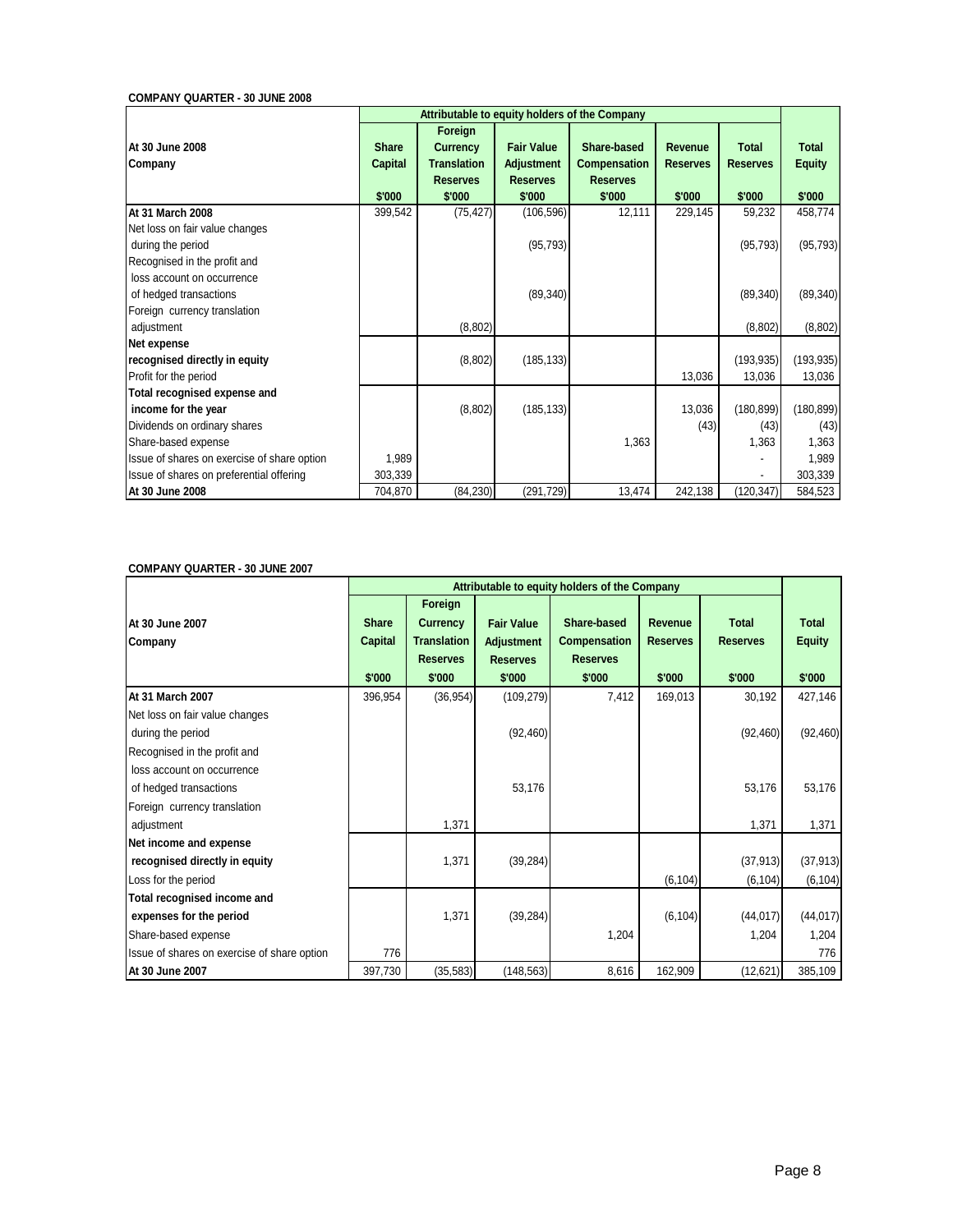**COMPANY QUARTER - 30 JUNE 2008**

| At 30 June 2008<br>Company | Attributable to equity holders of the Company | | | | | | |
|---|---|---|---|---|---|---|---|
| | Share Capital<br>$'000 | Foreign Currency Translation Reserves<br>$'000 | Fair Value Adjustment Reserves<br>$'000 | Share-based Compensation Reserves<br>$'000 | Revenue Reserves<br>$'000 | Total Reserves<br>$'000 | Total Equity<br>$'000 |
| **At 31 March 2008** | 399,542 | (75,427) | (106,596) | 12,111 | 229,145 | 59,232 | 458,774 |
| Net loss on fair value changes during the period | | | (95,793) | | | (95,793) | (95,793) |
| Recognised in the profit and loss account on occurrence of hedged transactions | | | (89,340) | | | (89,340) | (89,340) |
| Foreign currency translation adjustment | | (8,802) | | | | (8,802) | (8,802) |
| **Net expense recognised directly in equity** | | (8,802) | (185,133) | | | (193,935) | (193,935) |
| Profit for the period | | | | | 13,036 | 13,036 | 13,036 |
| **Total recognised expense and income for the year** | | (8,802) | (185,133) | | 13,036 | (180,899) | (180,899) |
| Dividends on ordinary shares | | | | | (43) | (43) | (43) |
| Share-based expense | | | | 1,363 | | 1,363 | 1,363 |
| Issue of shares on exercise of share option | 1,989 | | | | | - | 1,989 |
| Issue of shares on preferential offering | 303,339 | | | | | - | 303,339 |
| **At 30 June 2008** | 704,870 | (84,230) | (291,729) | 13,474 | 242,138 | (120,347) | 584,523 |

**COMPANY QUARTER - 30 JUNE 2007**

| At 30 June 2007<br>Company | Attributable to equity holders of the Company | | | | | | |
|---|---|---|---|---|---|---|---|
| | Share Capital<br>$'000 | Foreign Currency Translation Reserves<br>$'000 | Fair Value Adjustment Reserves<br>$'000 | Share-based Compensation Reserves<br>$'000 | Revenue Reserves<br>$'000 | Total Reserves<br>$'000 | Total Equity<br>$'000 |
| **At 31 March 2007** | 396,954 | (36,954) | (109,279) | 7,412 | 169,013 | 30,192 | 427,146 |
| Net loss on fair value changes during the period | | | (92,460) | | | (92,460) | (92,460) |
| Recognised in the profit and loss account on occurrence of hedged transactions | | | 53,176 | | | 53,176 | 53,176 |
| Foreign currency translation adjustment | | 1,371 | | | | 1,371 | 1,371 |
| **Net income and expense recognised directly in equity** | | 1,371 | (39,284) | | | (37,913) | (37,913) |
| Loss for the period | | | | | (6,104) | (6,104) | (6,104) |
| **Total recognised income and expenses for the period** | | 1,371 | (39,284) | | (6,104) | (44,017) | (44,017) |
| Share-based expense | | | | 1,204 | | 1,204 | 1,204 |
| Issue of shares on exercise of share option | 776 | | | | | | 776 |
| **At 30 June 2007** | 397,730 | (35,583) | (148,563) | 8,616 | 162,909 | (12,621) | 385,109 |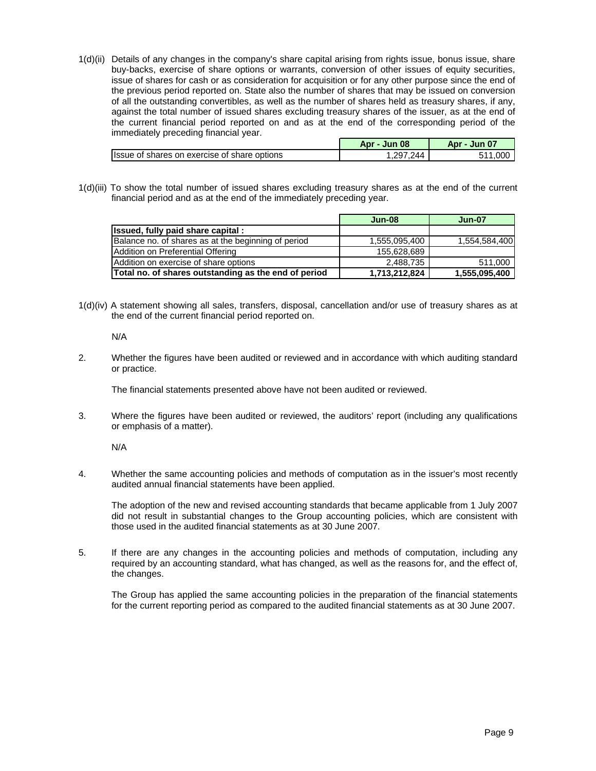1(d)(ii) Details of any changes in the company's share capital arising from rights issue, bonus issue, share buy-backs, exercise of share options or warrants, conversion of other issues of equity securities, issue of shares for cash or as consideration for acquisition or for any other purpose since the end of the previous period reported on. State also the number of shares that may be issued on conversion of all the outstanding convertibles, as well as the number of shares held as treasury shares, if any, against the total number of issued shares excluding treasury shares of the issuer, as at the end of the current financial period reported on and as at the end of the corresponding period of the immediately preceding financial year.

| | Apr - Jun 08 | Apr - Jun 07 |
|---|---|---|
| Issue of shares on exercise of share options | 1,297,244 | 511,000 |

1(d)(iii) To show the total number of issued shares excluding treasury shares as at the end of the current financial period and as at the end of the immediately preceding year.

| | Jun-08 | Jun-07 |
|---|---|---|
| **Issued, fully paid share capital :** | | |
| Balance no. of shares as at the beginning of period | 1,555,095,400 | 1,554,584,400 |
| Addition on Preferential Offering | 155,628,689 | |
| Addition on exercise of share options | 2,488,735 | 511,000 |
| **Total no. of shares outstanding as the end of period** | **1,713,212,824** | **1,555,095,400** |

1(d)(iv) A statement showing all sales, transfers, disposal, cancellation and/or use of treasury shares as at the end of the current financial period reported on.

N/A

2. Whether the figures have been audited or reviewed and in accordance with which auditing standard or practice.

The financial statements presented above have not been audited or reviewed.

3. Where the figures have been audited or reviewed, the auditors' report (including any qualifications or emphasis of a matter).

N/A

4. Whether the same accounting policies and methods of computation as in the issuer's most recently audited annual financial statements have been applied.

The adoption of the new and revised accounting standards that became applicable from 1 July 2007 did not result in substantial changes to the Group accounting policies, which are consistent with those used in the audited financial statements as at 30 June 2007.

5. If there are any changes in the accounting policies and methods of computation, including any required by an accounting standard, what has changed, as well as the reasons for, and the effect of, the changes.

The Group has applied the same accounting policies in the preparation of the financial statements for the current reporting period as compared to the audited financial statements as at 30 June 2007.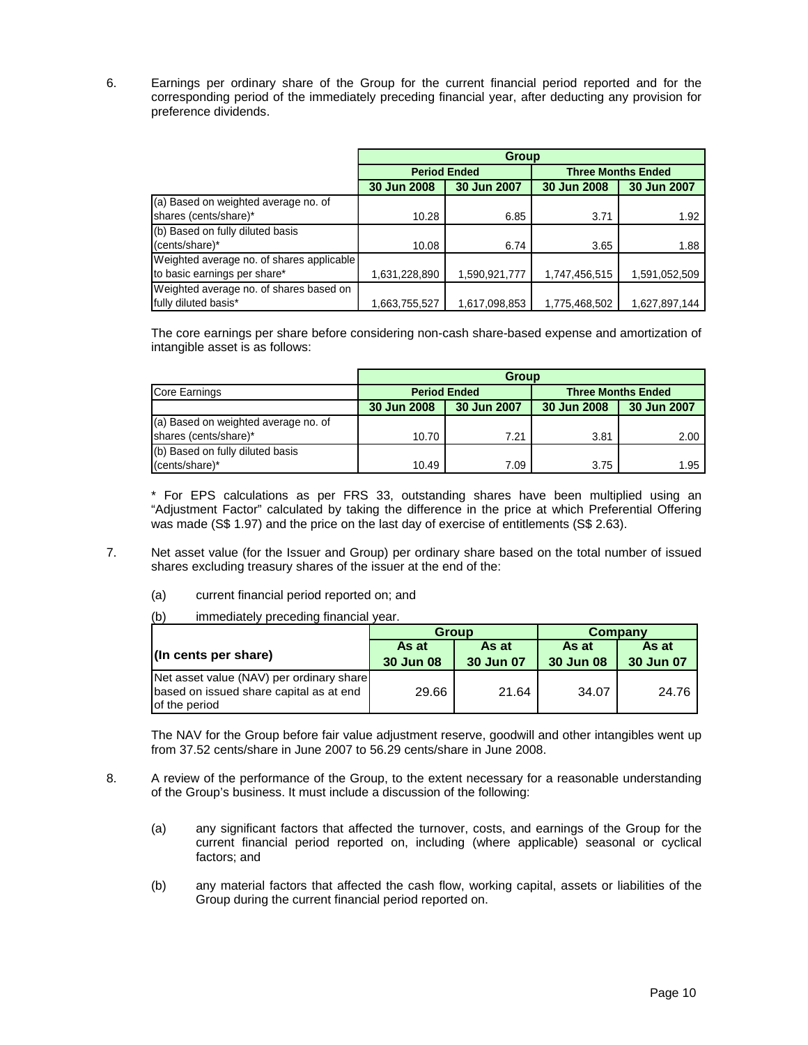6. Earnings per ordinary share of the Group for the current financial period reported and for the corresponding period of the immediately preceding financial year, after deducting any provision for preference dividends.

| | Group | | | |
|---|---|---|---|---|
| | Period Ended | | Three Months Ended | |
| | 30 Jun 2008 | 30 Jun 2007 | 30 Jun 2008 | 30 Jun 2007 |
| (a) Based on weighted average no. of shares (cents/share)* | 10.28 | 6.85 | 3.71 | 1.92 |
| (b) Based on fully diluted basis (cents/share)* | 10.08 | 6.74 | 3.65 | 1.88 |
| Weighted average no. of shares applicable to basic earnings per share* | 1,631,228,890 | 1,590,921,777 | 1,747,456,515 | 1,591,052,509 |
| Weighted average no. of shares based on fully diluted basis* | 1,663,755,527 | 1,617,098,853 | 1,775,468,502 | 1,627,897,144 |

The core earnings per share before considering non-cash share-based expense and amortization of intangible asset is as follows:

| | Group | | | |
|---|---|---|---|---|
| Core Earnings | Period Ended | | Three Months Ended | |
| | 30 Jun 2008 | 30 Jun 2007 | 30 Jun 2008 | 30 Jun 2007 |
| (a) Based on weighted average no. of shares (cents/share)* | 10.70 | 7.21 | 3.81 | 2.00 |
| (b) Based on fully diluted basis (cents/share)* | 10.49 | 7.09 | 3.75 | 1.95 |

* For EPS calculations as per FRS 33, outstanding shares have been multiplied using an "Adjustment Factor" calculated by taking the difference in the price at which Preferential Offering was made (S$ 1.97) and the price on the last day of exercise of entitlements (S$ 2.63).

7. Net asset value (for the Issuer and Group) per ordinary share based on the total number of issued shares excluding treasury shares of the issuer at the end of the:

   (a) current financial period reported on; and

   (b) immediately preceding financial year.

| (In cents per share) | Group | | Company | |
|---|---|---|---|---|
| | As at 30 Jun 08 | As at 30 Jun 07 | As at 30 Jun 08 | As at 30 Jun 07 |
| Net asset value (NAV) per ordinary share based on issued share capital as at end of the period | 29.66 | 21.64 | 34.07 | 24.76 |

The NAV for the Group before fair value adjustment reserve, goodwill and other intangibles went up from 37.52 cents/share in June 2007 to 56.29 cents/share in June 2008.

8. A review of the performance of the Group, to the extent necessary for a reasonable understanding of the Group's business. It must include a discussion of the following:

   (a) any significant factors that affected the turnover, costs, and earnings of the Group for the current financial period reported on, including (where applicable) seasonal or cyclical factors; and

   (b) any material factors that affected the cash flow, working capital, assets or liabilities of the Group during the current financial period reported on.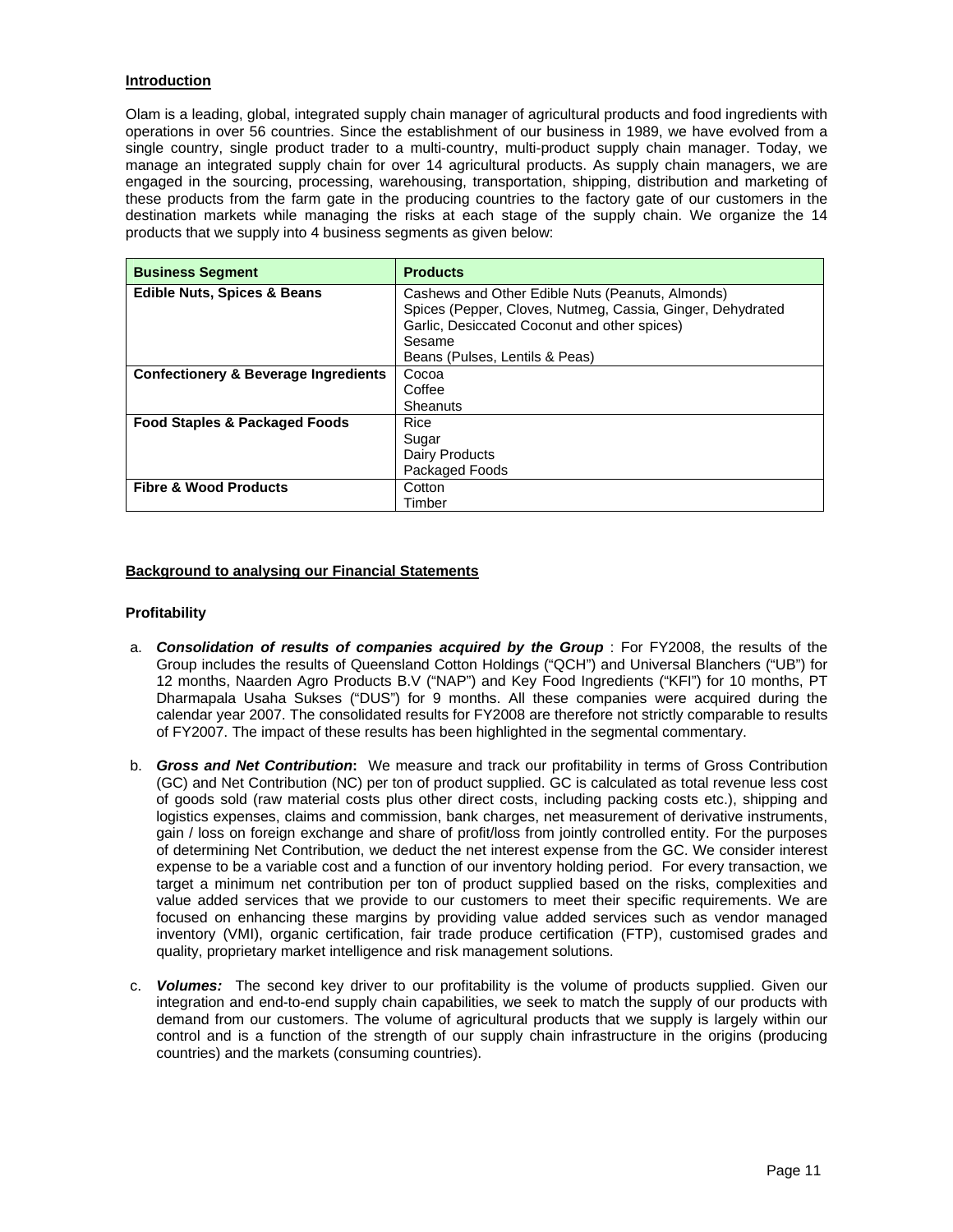## Introduction

Olam is a leading, global, integrated supply chain manager of agricultural products and food ingredients with operations in over 56 countries. Since the establishment of our business in 1989, we have evolved from a single country, single product trader to a multi-country, multi-product supply chain manager. Today, we manage an integrated supply chain for over 14 agricultural products. As supply chain managers, we are engaged in the sourcing, processing, warehousing, transportation, shipping, distribution and marketing of these products from the farm gate in the producing countries to the factory gate of our customers in the destination markets while managing the risks at each stage of the supply chain. We organize the 14 products that we supply into 4 business segments as given below:

| Business Segment | Products |
|---|---|
| **Edible Nuts, Spices & Beans** | Cashews and Other Edible Nuts (Peanuts, Almonds)<br>Spices (Pepper, Cloves, Nutmeg, Cassia, Ginger, Dehydrated Garlic, Desiccated Coconut and other spices)<br>Sesame<br>Beans (Pulses, Lentils & Peas) |
| **Confectionery & Beverage Ingredients** | Cocoa<br>Coffee<br>Sheanuts |
| **Food Staples & Packaged Foods** | Rice<br>Sugar<br>Dairy Products<br>Packaged Foods |
| **Fibre & Wood Products** | Cotton<br>Timber |

## Background to analysing our Financial Statements

### Profitability

a. ***Consolidation of results of companies acquired by the Group*** : For FY2008, the results of the Group includes the results of Queensland Cotton Holdings ("QCH") and Universal Blanchers ("UB") for 12 months, Naarden Agro Products B.V ("NAP") and Key Food Ingredients ("KFI") for 10 months, PT Dharmapala Usaha Sukses ("DUS") for 9 months. All these companies were acquired during the calendar year 2007. The consolidated results for FY2008 are therefore not strictly comparable to results of FY2007. The impact of these results has been highlighted in the segmental commentary.

b. ***Gross and Net Contribution*:** We measure and track our profitability in terms of Gross Contribution (GC) and Net Contribution (NC) per ton of product supplied. GC is calculated as total revenue less cost of goods sold (raw material costs plus other direct costs, including packing costs etc.), shipping and logistics expenses, claims and commission, bank charges, net measurement of derivative instruments, gain / loss on foreign exchange and share of profit/loss from jointly controlled entity. For the purposes of determining Net Contribution, we deduct the net interest expense from the GC. We consider interest expense to be a variable cost and a function of our inventory holding period. For every transaction, we target a minimum net contribution per ton of product supplied based on the risks, complexities and value added services that we provide to our customers to meet their specific requirements. We are focused on enhancing these margins by providing value added services such as vendor managed inventory (VMI), organic certification, fair trade produce certification (FTP), customised grades and quality, proprietary market intelligence and risk management solutions.

c. ***Volumes:*** The second key driver to our profitability is the volume of products supplied. Given our integration and end-to-end supply chain capabilities, we seek to match the supply of our products with demand from our customers. The volume of agricultural products that we supply is largely within our control and is a function of the strength of our supply chain infrastructure in the origins (producing countries) and the markets (consuming countries).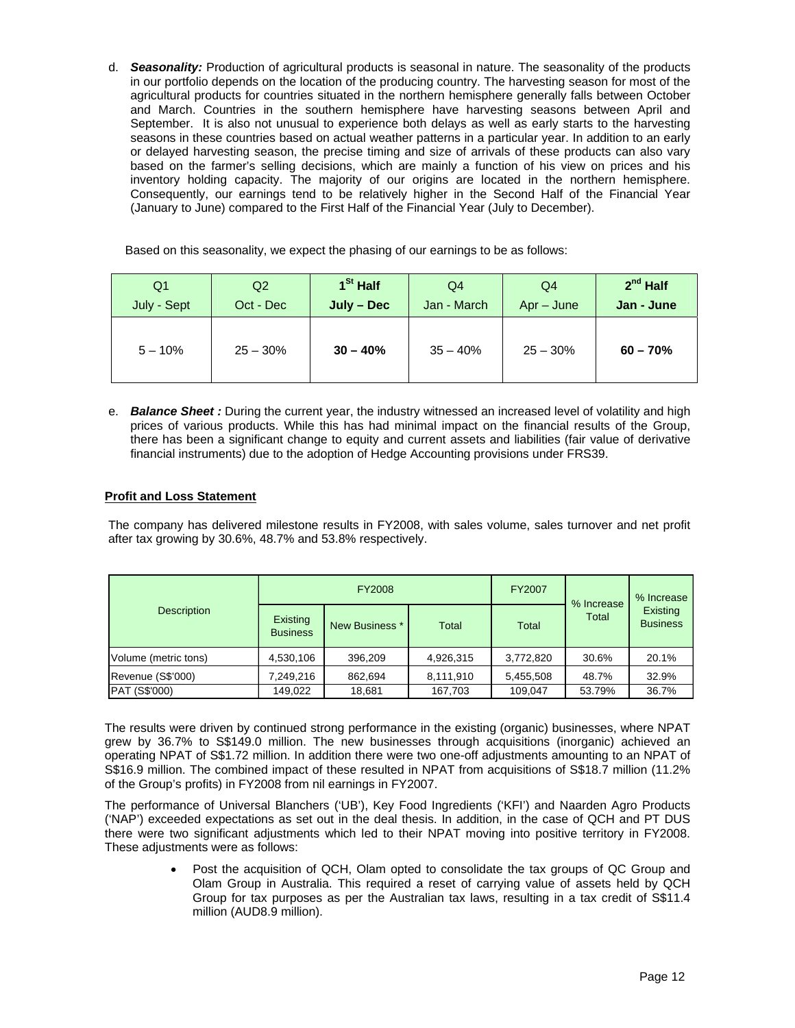d. ***Seasonality:*** Production of agricultural products is seasonal in nature. The seasonality of the products in our portfolio depends on the location of the producing country. The harvesting season for most of the agricultural products for countries situated in the northern hemisphere generally falls between October and March. Countries in the southern hemisphere have harvesting seasons between April and September. It is also not unusual to experience both delays as well as early starts to the harvesting seasons in these countries based on actual weather patterns in a particular year. In addition to an early or delayed harvesting season, the precise timing and size of arrivals of these products can also vary based on the farmer's selling decisions, which are mainly a function of his view on prices and his inventory holding capacity. The majority of our origins are located in the northern hemisphere. Consequently, our earnings tend to be relatively higher in the Second Half of the Financial Year (January to June) compared to the First Half of the Financial Year (July to December).

Based on this seasonality, we expect the phasing of our earnings to be as follows:

| Q1<br>July - Sept | Q2<br>Oct - Dec | **1st Half<br>July – Dec** | Q4<br>Jan - March | Q4<br>Apr – June | **2nd Half<br>Jan - June** |
|---|---|---|---|---|---|
| 5 – 10% | 25 – 30% | **30 – 40%** | 35 – 40% | 25 – 30% | **60 – 70%** |

e. ***Balance Sheet :*** During the current year, the industry witnessed an increased level of volatility and high prices of various products. While this has had minimal impact on the financial results of the Group, there has been a significant change to equity and current assets and liabilities (fair value of derivative financial instruments) due to the adoption of Hedge Accounting provisions under FRS39.

## Profit and Loss Statement

The company has delivered milestone results in FY2008, with sales volume, sales turnover and net profit after tax growing by 30.6%, 48.7% and 53.8% respectively.

| Description | FY2008 | | | FY2007 | % Increase Total | % Increase Existing Business |
|---|---|---|---|---|---|---|
| | Existing Business | New Business * | Total | Total | | |
| Volume (metric tons) | 4,530,106 | 396,209 | 4,926,315 | 3,772,820 | 30.6% | 20.1% |
| Revenue (S$'000) | 7,249,216 | 862,694 | 8,111,910 | 5,455,508 | 48.7% | 32.9% |
| PAT (S$'000) | 149,022 | 18,681 | 167,703 | 109,047 | 53.79% | 36.7% |

The results were driven by continued strong performance in the existing (organic) businesses, where NPAT grew by 36.7% to S$149.0 million. The new businesses through acquisitions (inorganic) achieved an operating NPAT of S$1.72 million. In addition there were two one-off adjustments amounting to an NPAT of S$16.9 million. The combined impact of these resulted in NPAT from acquisitions of S$18.7 million (11.2% of the Group's profits) in FY2008 from nil earnings in FY2007.

The performance of Universal Blanchers ('UB'), Key Food Ingredients ('KFI') and Naarden Agro Products ('NAP') exceeded expectations as set out in the deal thesis. In addition, in the case of QCH and PT DUS there were two significant adjustments which led to their NPAT moving into positive territory in FY2008. These adjustments were as follows:

- Post the acquisition of QCH, Olam opted to consolidate the tax groups of QC Group and Olam Group in Australia. This required a reset of carrying value of assets held by QCH Group for tax purposes as per the Australian tax laws, resulting in a tax credit of S$11.4 million (AUD8.9 million).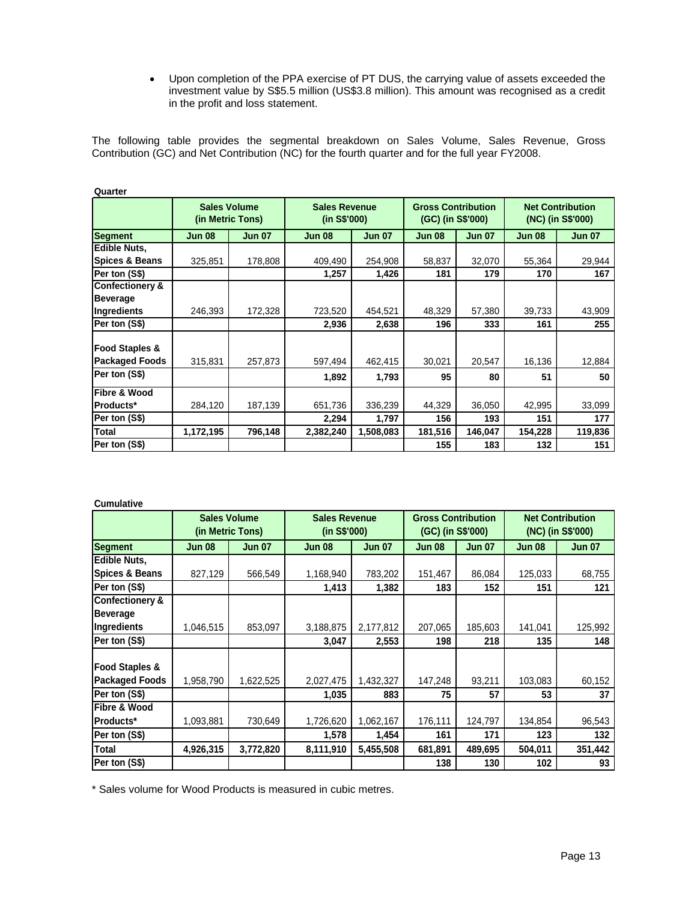- Upon completion of the PPA exercise of PT DUS, the carrying value of assets exceeded the investment value by S$5.5 million (US$3.8 million). This amount was recognised as a credit in the profit and loss statement.

The following table provides the segmental breakdown on Sales Volume, Sales Revenue, Gross Contribution (GC) and Net Contribution (NC) for the fourth quarter and for the full year FY2008.

**Quarter**

| | Sales Volume (in Metric Tons) | | Sales Revenue (in S$'000) | | Gross Contribution (GC) (in S$'000) | | Net Contribution (NC) (in S$'000) | |
|---|---|---|---|---|---|---|---|---|
| **Segment** | **Jun 08** | **Jun 07** | **Jun 08** | **Jun 07** | **Jun 08** | **Jun 07** | **Jun 08** | **Jun 07** |
| **Edible Nuts, Spices & Beans** | 325,851 | 178,808 | 409,490 | 254,908 | 58,837 | 32,070 | 55,364 | 29,944 |
| **Per ton (S$)** | | | **1,257** | **1,426** | **181** | **179** | **170** | **167** |
| **Confectionery & Beverage Ingredients** | 246,393 | 172,328 | 723,520 | 454,521 | 48,329 | 57,380 | 39,733 | 43,909 |
| **Per ton (S$)** | | | **2,936** | **2,638** | **196** | **333** | **161** | **255** |
| **Food Staples & Packaged Foods** | 315,831 | 257,873 | 597,494 | 462,415 | 30,021 | 20,547 | 16,136 | 12,884 |
| **Per ton (S$)** | | | **1,892** | **1,793** | **95** | **80** | **51** | **50** |
| **Fibre & Wood Products*** | 284,120 | 187,139 | 651,736 | 336,239 | 44,329 | 36,050 | 42,995 | 33,099 |
| **Per ton (S$)** | | | **2,294** | **1,797** | **156** | **193** | **151** | **177** |
| **Total** | **1,172,195** | **796,148** | **2,382,240** | **1,508,083** | **181,516** | **146,047** | **154,228** | **119,836** |
| **Per ton (S$)** | | | | | **155** | **183** | **132** | **151** |

**Cumulative**

| | Sales Volume (in Metric Tons) | | Sales Revenue (in S$'000) | | Gross Contribution (GC) (in S$'000) | | Net Contribution (NC) (in S$'000) | |
|---|---|---|---|---|---|---|---|---|
| **Segment** | **Jun 08** | **Jun 07** | **Jun 08** | **Jun 07** | **Jun 08** | **Jun 07** | **Jun 08** | **Jun 07** |
| **Edible Nuts, Spices & Beans** | 827,129 | 566,549 | 1,168,940 | 783,202 | 151,467 | 86,084 | 125,033 | 68,755 |
| **Per ton (S$)** | | | **1,413** | **1,382** | **183** | **152** | **151** | **121** |
| **Confectionery & Beverage Ingredients** | 1,046,515 | 853,097 | 3,188,875 | 2,177,812 | 207,065 | 185,603 | 141,041 | 125,992 |
| **Per ton (S$)** | | | **3,047** | **2,553** | **198** | **218** | **135** | **148** |
| **Food Staples & Packaged Foods** | 1,958,790 | 1,622,525 | 2,027,475 | 1,432,327 | 147,248 | 93,211 | 103,083 | 60,152 |
| **Per ton (S$)** | | | **1,035** | **883** | **75** | **57** | **53** | **37** |
| **Fibre & Wood Products*** | 1,093,881 | 730,649 | 1,726,620 | 1,062,167 | 176,111 | 124,797 | 134,854 | 96,543 |
| **Per ton (S$)** | | | **1,578** | **1,454** | **161** | **171** | **123** | **132** |
| **Total** | **4,926,315** | **3,772,820** | **8,111,910** | **5,455,508** | **681,891** | **489,695** | **504,011** | **351,442** |
| **Per ton (S$)** | | | | | **138** | **130** | **102** | **93** |

* Sales volume for Wood Products is measured in cubic metres.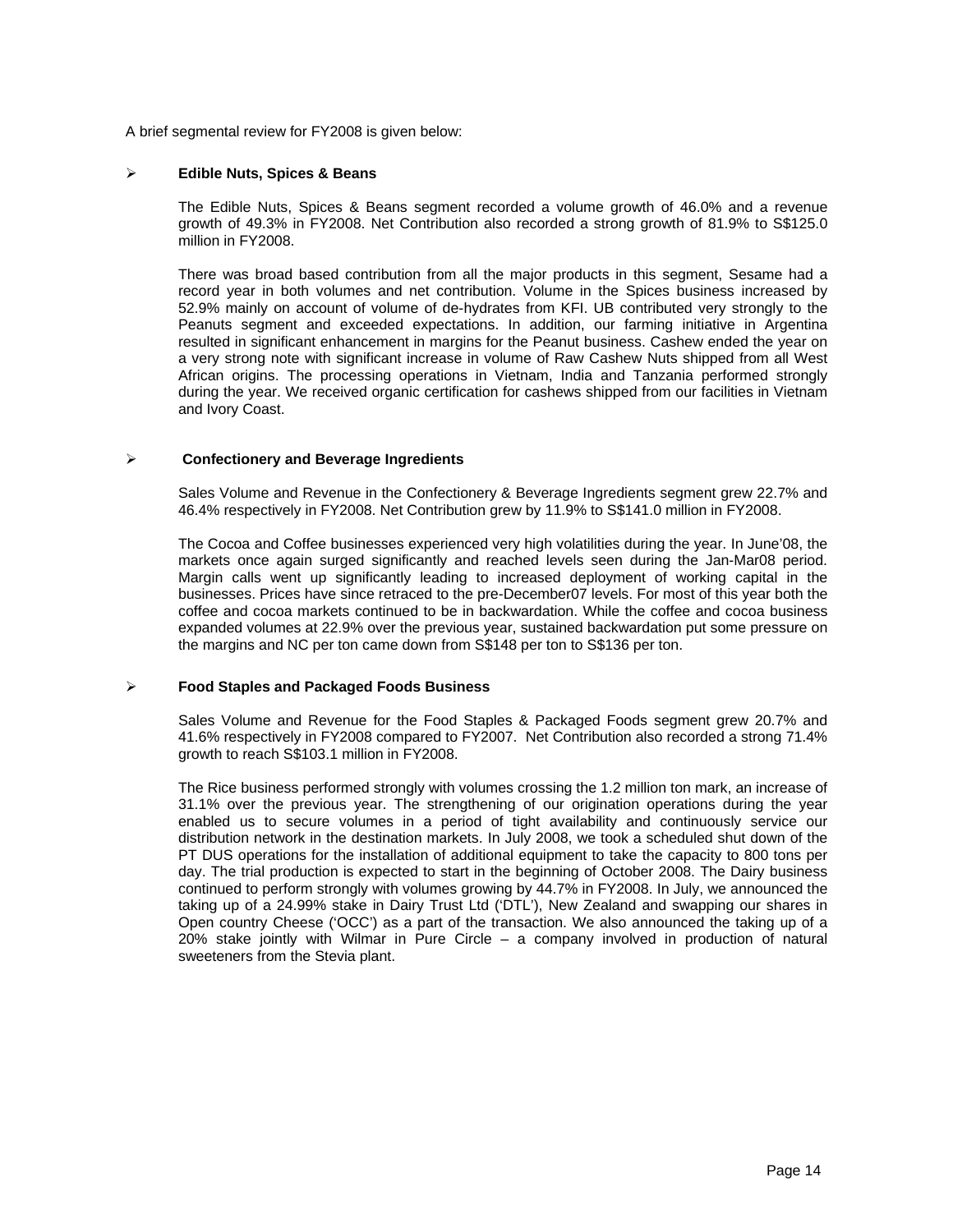A brief segmental review for FY2008 is given below:

- **Edible Nuts, Spices & Beans**

  The Edible Nuts, Spices & Beans segment recorded a volume growth of 46.0% and a revenue growth of 49.3% in FY2008. Net Contribution also recorded a strong growth of 81.9% to S$125.0 million in FY2008.

  There was broad based contribution from all the major products in this segment, Sesame had a record year in both volumes and net contribution. Volume in the Spices business increased by 52.9% mainly on account of volume of de-hydrates from KFI. UB contributed very strongly to the Peanuts segment and exceeded expectations. In addition, our farming initiative in Argentina resulted in significant enhancement in margins for the Peanut business. Cashew ended the year on a very strong note with significant increase in volume of Raw Cashew Nuts shipped from all West African origins. The processing operations in Vietnam, India and Tanzania performed strongly during the year. We received organic certification for cashews shipped from our facilities in Vietnam and Ivory Coast.

- **Confectionery and Beverage Ingredients**

  Sales Volume and Revenue in the Confectionery & Beverage Ingredients segment grew 22.7% and 46.4% respectively in FY2008. Net Contribution grew by 11.9% to S$141.0 million in FY2008.

  The Cocoa and Coffee businesses experienced very high volatilities during the year. In June'08, the markets once again surged significantly and reached levels seen during the Jan-Mar08 period. Margin calls went up significantly leading to increased deployment of working capital in the businesses. Prices have since retraced to the pre-December07 levels. For most of this year both the coffee and cocoa markets continued to be in backwardation. While the coffee and cocoa business expanded volumes at 22.9% over the previous year, sustained backwardation put some pressure on the margins and NC per ton came down from S$148 per ton to S$136 per ton.

- **Food Staples and Packaged Foods Business**

  Sales Volume and Revenue for the Food Staples & Packaged Foods segment grew 20.7% and 41.6% respectively in FY2008 compared to FY2007. Net Contribution also recorded a strong 71.4% growth to reach S$103.1 million in FY2008.

  The Rice business performed strongly with volumes crossing the 1.2 million ton mark, an increase of 31.1% over the previous year. The strengthening of our origination operations during the year enabled us to secure volumes in a period of tight availability and continuously service our distribution network in the destination markets. In July 2008, we took a scheduled shut down of the PT DUS operations for the installation of additional equipment to take the capacity to 800 tons per day. The trial production is expected to start in the beginning of October 2008. The Dairy business continued to perform strongly with volumes growing by 44.7% in FY2008. In July, we announced the taking up of a 24.99% stake in Dairy Trust Ltd ('DTL'), New Zealand and swapping our shares in Open country Cheese ('OCC') as a part of the transaction. We also announced the taking up of a 20% stake jointly with Wilmar in Pure Circle – a company involved in production of natural sweeteners from the Stevia plant.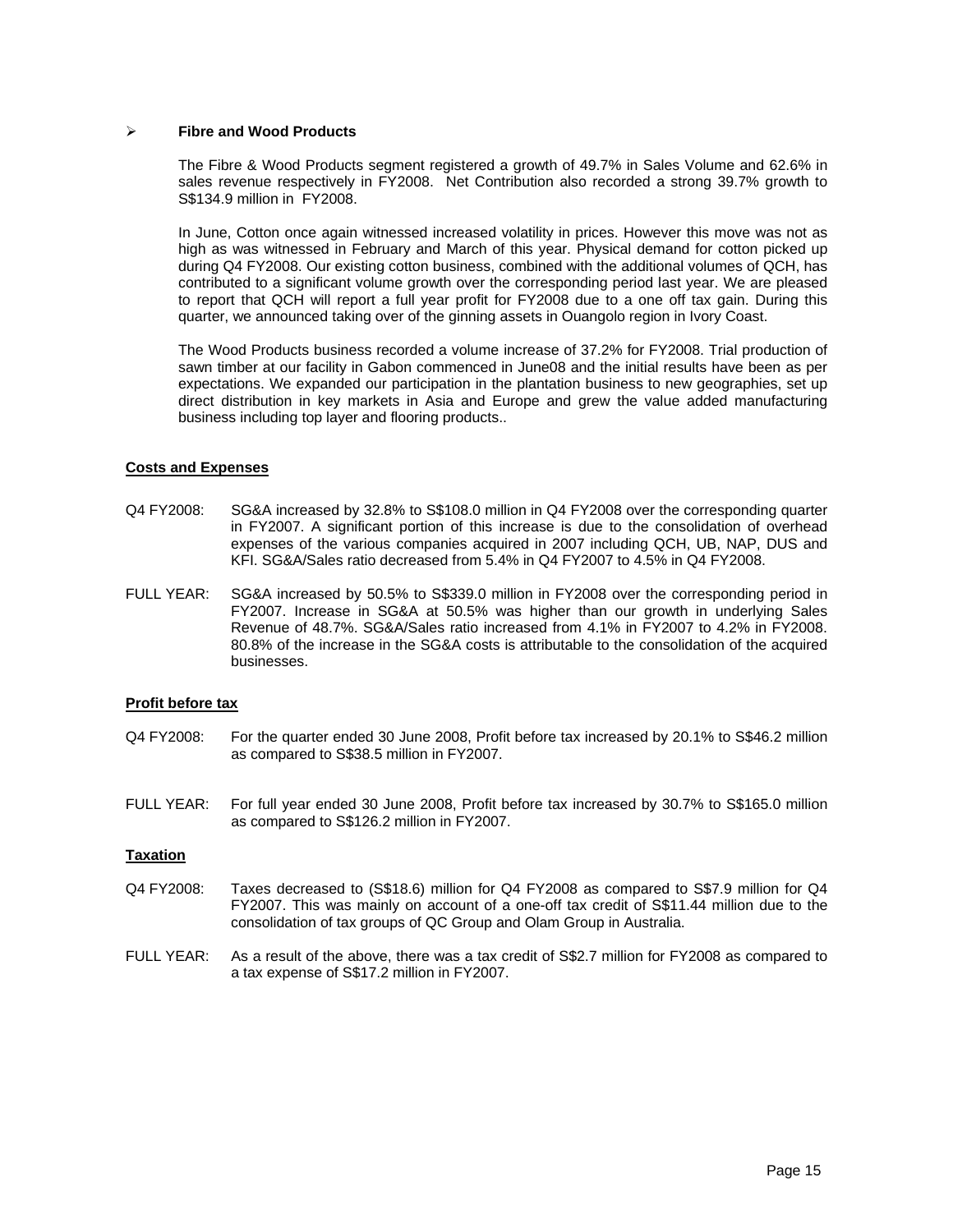- **Fibre and Wood Products**

  The Fibre & Wood Products segment registered a growth of 49.7% in Sales Volume and 62.6% in sales revenue respectively in FY2008. Net Contribution also recorded a strong 39.7% growth to S$134.9 million in FY2008.

  In June, Cotton once again witnessed increased volatility in prices. However this move was not as high as was witnessed in February and March of this year. Physical demand for cotton picked up during Q4 FY2008. Our existing cotton business, combined with the additional volumes of QCH, has contributed to a significant volume growth over the corresponding period last year. We are pleased to report that QCH will report a full year profit for FY2008 due to a one off tax gain. During this quarter, we announced taking over of the ginning assets in Ouangolo region in Ivory Coast.

  The Wood Products business recorded a volume increase of 37.2% for FY2008. Trial production of sawn timber at our facility in Gabon commenced in June08 and the initial results have been as per expectations. We expanded our participation in the plantation business to new geographies, set up direct distribution in key markets in Asia and Europe and grew the value added manufacturing business including top layer and flooring products..

**Costs and Expenses**

Q4 FY2008: SG&A increased by 32.8% to S$108.0 million in Q4 FY2008 over the corresponding quarter in FY2007. A significant portion of this increase is due to the consolidation of overhead expenses of the various companies acquired in 2007 including QCH, UB, NAP, DUS and KFI. SG&A/Sales ratio decreased from 5.4% in Q4 FY2007 to 4.5% in Q4 FY2008.

FULL YEAR: SG&A increased by 50.5% to S$339.0 million in FY2008 over the corresponding period in FY2007. Increase in SG&A at 50.5% was higher than our growth in underlying Sales Revenue of 48.7%. SG&A/Sales ratio increased from 4.1% in FY2007 to 4.2% in FY2008. 80.8% of the increase in the SG&A costs is attributable to the consolidation of the acquired businesses.

**Profit before tax**

Q4 FY2008: For the quarter ended 30 June 2008, Profit before tax increased by 20.1% to S$46.2 million as compared to S$38.5 million in FY2007.

FULL YEAR: For full year ended 30 June 2008, Profit before tax increased by 30.7% to S$165.0 million as compared to S$126.2 million in FY2007.

**Taxation**

Q4 FY2008: Taxes decreased to (S$18.6) million for Q4 FY2008 as compared to S$7.9 million for Q4 FY2007. This was mainly on account of a one-off tax credit of S$11.44 million due to the consolidation of tax groups of QC Group and Olam Group in Australia.

FULL YEAR: As a result of the above, there was a tax credit of S$2.7 million for FY2008 as compared to a tax expense of S$17.2 million in FY2007.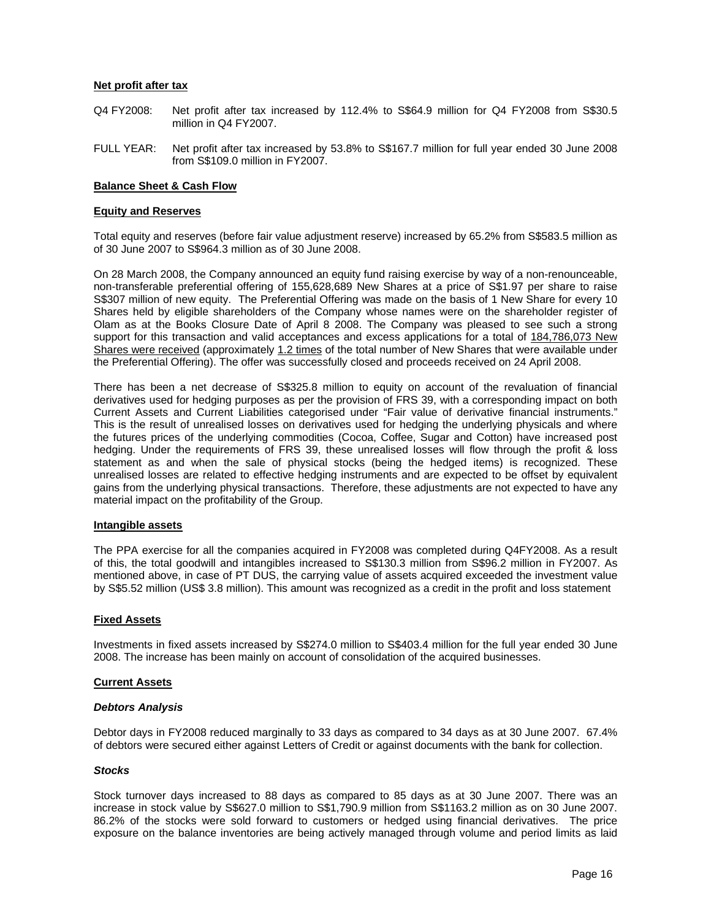**Net profit after tax**

Q4 FY2008: Net profit after tax increased by 112.4% to S$64.9 million for Q4 FY2008 from S$30.5 million in Q4 FY2007.

FULL YEAR: Net profit after tax increased by 53.8% to S$167.7 million for full year ended 30 June 2008 from S$109.0 million in FY2007.

**Balance Sheet & Cash Flow**

**Equity and Reserves**

Total equity and reserves (before fair value adjustment reserve) increased by 65.2% from S$583.5 million as of 30 June 2007 to S$964.3 million as of 30 June 2008.

On 28 March 2008, the Company announced an equity fund raising exercise by way of a non-renounceable, non-transferable preferential offering of 155,628,689 New Shares at a price of S$1.97 per share to raise S$307 million of new equity. The Preferential Offering was made on the basis of 1 New Share for every 10 Shares held by eligible shareholders of the Company whose names were on the shareholder register of Olam as at the Books Closure Date of April 8 2008. The Company was pleased to see such a strong support for this transaction and valid acceptances and excess applications for a total of 184,786,073 New Shares were received (approximately 1.2 times of the total number of New Shares that were available under the Preferential Offering). The offer was successfully closed and proceeds received on 24 April 2008.

There has been a net decrease of S$325.8 million to equity on account of the revaluation of financial derivatives used for hedging purposes as per the provision of FRS 39, with a corresponding impact on both Current Assets and Current Liabilities categorised under "Fair value of derivative financial instruments." This is the result of unrealised losses on derivatives used for hedging the underlying physicals and where the futures prices of the underlying commodities (Cocoa, Coffee, Sugar and Cotton) have increased post hedging. Under the requirements of FRS 39, these unrealised losses will flow through the profit & loss statement as and when the sale of physical stocks (being the hedged items) is recognized. These unrealised losses are related to effective hedging instruments and are expected to be offset by equivalent gains from the underlying physical transactions. Therefore, these adjustments are not expected to have any material impact on the profitability of the Group.

**Intangible assets**

The PPA exercise for all the companies acquired in FY2008 was completed during Q4FY2008. As a result of this, the total goodwill and intangibles increased to S$130.3 million from S$96.2 million in FY2007. As mentioned above, in case of PT DUS, the carrying value of assets acquired exceeded the investment value by S$5.52 million (US$ 3.8 million). This amount was recognized as a credit in the profit and loss statement

**Fixed Assets**

Investments in fixed assets increased by S$274.0 million to S$403.4 million for the full year ended 30 June 2008. The increase has been mainly on account of consolidation of the acquired businesses.

**Current Assets**

***Debtors Analysis***

Debtor days in FY2008 reduced marginally to 33 days as compared to 34 days as at 30 June 2007. 67.4% of debtors were secured either against Letters of Credit or against documents with the bank for collection.

***Stocks***

Stock turnover days increased to 88 days as compared to 85 days as at 30 June 2007. There was an increase in stock value by S$627.0 million to S$1,790.9 million from S$1163.2 million as on 30 June 2007. 86.2% of the stocks were sold forward to customers or hedged using financial derivatives. The price exposure on the balance inventories are being actively managed through volume and period limits as laid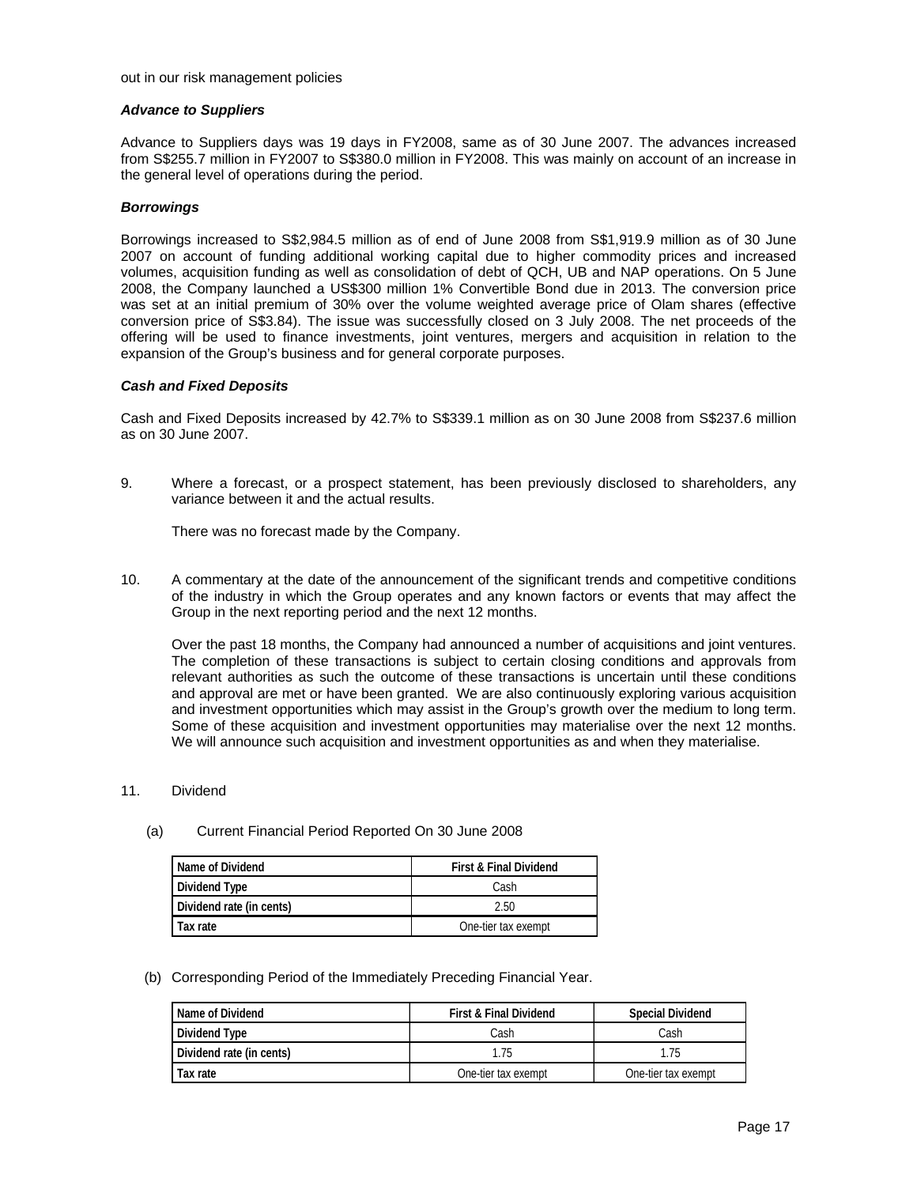out in our risk management policies

***Advance to Suppliers***

Advance to Suppliers days was 19 days in FY2008, same as of 30 June 2007. The advances increased from S$255.7 million in FY2007 to S$380.0 million in FY2008. This was mainly on account of an increase in the general level of operations during the period.

***Borrowings***

Borrowings increased to S$2,984.5 million as of end of June 2008 from S$1,919.9 million as of 30 June 2007 on account of funding additional working capital due to higher commodity prices and increased volumes, acquisition funding as well as consolidation of debt of QCH, UB and NAP operations. On 5 June 2008, the Company launched a US$300 million 1% Convertible Bond due in 2013. The conversion price was set at an initial premium of 30% over the volume weighted average price of Olam shares (effective conversion price of S$3.84). The issue was successfully closed on 3 July 2008. The net proceeds of the offering will be used to finance investments, joint ventures, mergers and acquisition in relation to the expansion of the Group's business and for general corporate purposes.

***Cash and Fixed Deposits***

Cash and Fixed Deposits increased by 42.7% to S$339.1 million as on 30 June 2008 from S$237.6 million as on 30 June 2007.

9. Where a forecast, or a prospect statement, has been previously disclosed to shareholders, any variance between it and the actual results.

   There was no forecast made by the Company.

10. A commentary at the date of the announcement of the significant trends and competitive conditions of the industry in which the Group operates and any known factors or events that may affect the Group in the next reporting period and the next 12 months.

    Over the past 18 months, the Company had announced a number of acquisitions and joint ventures. The completion of these transactions is subject to certain closing conditions and approvals from relevant authorities as such the outcome of these transactions is uncertain until these conditions and approval are met or have been granted. We are also continuously exploring various acquisition and investment opportunities which may assist in the Group's growth over the medium to long term. Some of these acquisition and investment opportunities may materialise over the next 12 months. We will announce such acquisition and investment opportunities as and when they materialise.

11. Dividend

(a) Current Financial Period Reported On 30 June 2008

| Name of Dividend | First & Final Dividend |
|---|---|
| Dividend Type | Cash |
| Dividend rate (in cents) | 2.50 |
| Tax rate | One-tier tax exempt |

(b) Corresponding Period of the Immediately Preceding Financial Year.

| Name of Dividend | First & Final Dividend | Special Dividend |
|---|---|---|
| Dividend Type | Cash | Cash |
| Dividend rate (in cents) | 1.75 | 1.75 |
| Tax rate | One-tier tax exempt | One-tier tax exempt |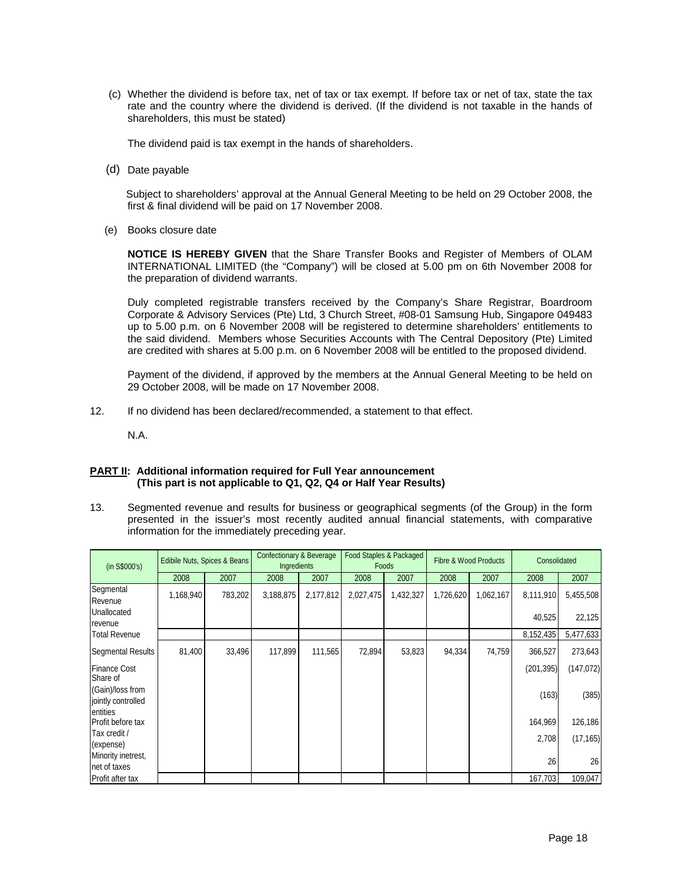(c) Whether the dividend is before tax, net of tax or tax exempt. If before tax or net of tax, state the tax rate and the country where the dividend is derived. (If the dividend is not taxable in the hands of shareholders, this must be stated)

The dividend paid is tax exempt in the hands of shareholders.

(d) Date payable

Subject to shareholders' approval at the Annual General Meeting to be held on 29 October 2008, the first & final dividend will be paid on 17 November 2008.

(e) Books closure date

**NOTICE IS HEREBY GIVEN** that the Share Transfer Books and Register of Members of OLAM INTERNATIONAL LIMITED (the "Company") will be closed at 5.00 pm on 6th November 2008 for the preparation of dividend warrants.

Duly completed registrable transfers received by the Company's Share Registrar, Boardroom Corporate & Advisory Services (Pte) Ltd, 3 Church Street, #08-01 Samsung Hub, Singapore 049483 up to 5.00 p.m. on 6 November 2008 will be registered to determine shareholders' entitlements to the said dividend. Members whose Securities Accounts with The Central Depository (Pte) Limited are credited with shares at 5.00 p.m. on 6 November 2008 will be entitled to the proposed dividend.

Payment of the dividend, if approved by the members at the Annual General Meeting to be held on 29 October 2008, will be made on 17 November 2008.

12. If no dividend has been declared/recommended, a statement to that effect.

N.A.

**PART II: Additional information required for Full Year announcement (This part is not applicable to Q1, Q2, Q4 or Half Year Results)**

13. Segmented revenue and results for business or geographical segments (of the Group) in the form presented in the issuer's most recently audited annual financial statements, with comparative information for the immediately preceding year.

| (in S$000's) | Edibile Nuts, Spices & Beans | | Confectionary & Beverage Ingredients | | Food Staples & Packaged Foods | | Fibre & Wood Products | | Consolidated | |
|---|---|---|---|---|---|---|---|---|---|---|
| | 2008 | 2007 | 2008 | 2007 | 2008 | 2007 | 2008 | 2007 | 2008 | 2007 |
| Segmental Revenue | 1,168,940 | 783,202 | 3,188,875 | 2,177,812 | 2,027,475 | 1,432,327 | 1,726,620 | 1,062,167 | 8,111,910 | 5,455,508 |
| Unallocated revenue | | | | | | | | | 40,525 | 22,125 |
| Total Revenue | | | | | | | | | 8,152,435 | 5,477,633 |
| Segmental Results | 81,400 | 33,496 | 117,899 | 111,565 | 72,894 | 53,823 | 94,334 | 74,759 | 366,527 | 273,643 |
| Finance Cost | | | | | | | | | (201,395) | (147,072) |
| Share of (Gain)/loss from jointly controlled entities | | | | | | | | | (163) | (385) |
| Profit before tax | | | | | | | | | 164,969 | 126,186 |
| Tax credit / (expense) | | | | | | | | | 2,708 | (17,165) |
| Minority inetrest, net of taxes | | | | | | | | | 26 | 26 |
| Profit after tax | | | | | | | | | 167,703 | 109,047 |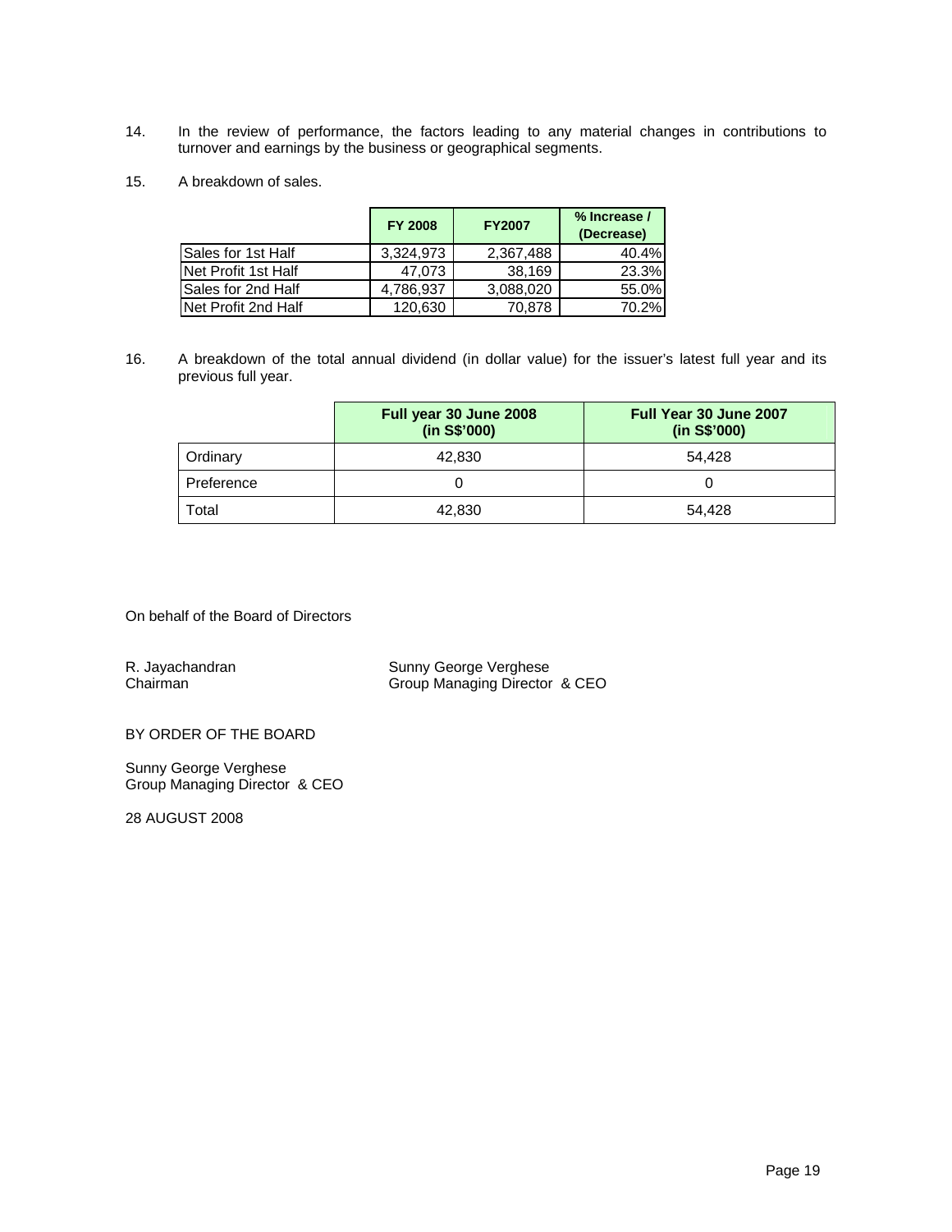14. In the review of performance, the factors leading to any material changes in contributions to turnover and earnings by the business or geographical segments.

15. A breakdown of sales.

| | FY 2008 | FY2007 | % Increase / (Decrease) |
|---|---|---|---|
| Sales for 1st Half | 3,324,973 | 2,367,488 | 40.4% |
| Net Profit 1st Half | 47,073 | 38,169 | 23.3% |
| Sales for 2nd Half | 4,786,937 | 3,088,020 | 55.0% |
| Net Profit 2nd Half | 120,630 | 70,878 | 70.2% |

16. A breakdown of the total annual dividend (in dollar value) for the issuer's latest full year and its previous full year.

| | Full year 30 June 2008 (in S$'000) | Full Year 30 June 2007 (in S$'000) |
|---|---|---|
| Ordinary | 42,830 | 54,428 |
| Preference | 0 | 0 |
| Total | 42,830 | 54,428 |

On behalf of the Board of Directors

R. Jayachandran
Chairman

Sunny George Verghese
Group Managing Director & CEO

BY ORDER OF THE BOARD

Sunny George Verghese
Group Managing Director & CEO

28 AUGUST 2008